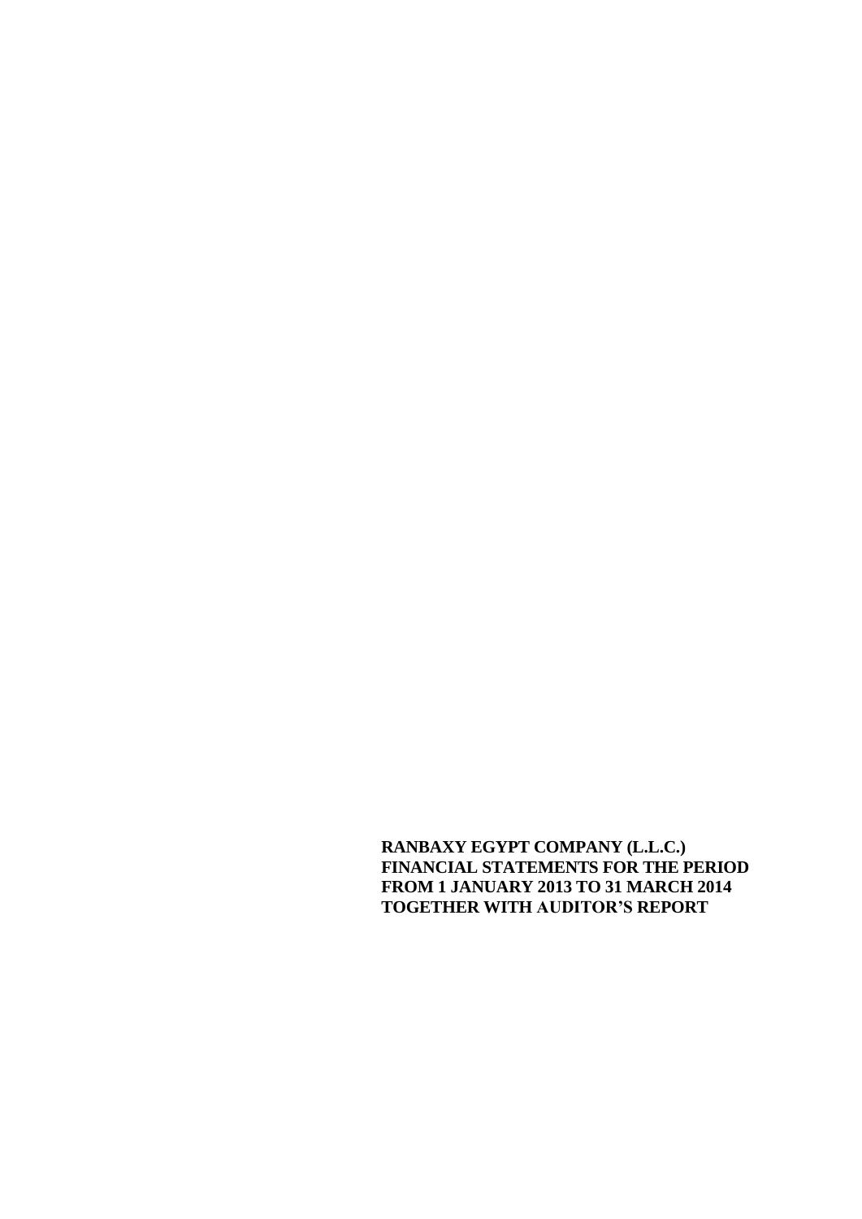**RANBAXY EGYPT COMPANY (L.L.C.)**
**FINANCIAL STATEMENTS FOR THE PERIOD**
**FROM 1 JANUARY 2013 TO 31 MARCH 2014**
**TOGETHER WITH AUDITOR'S REPORT**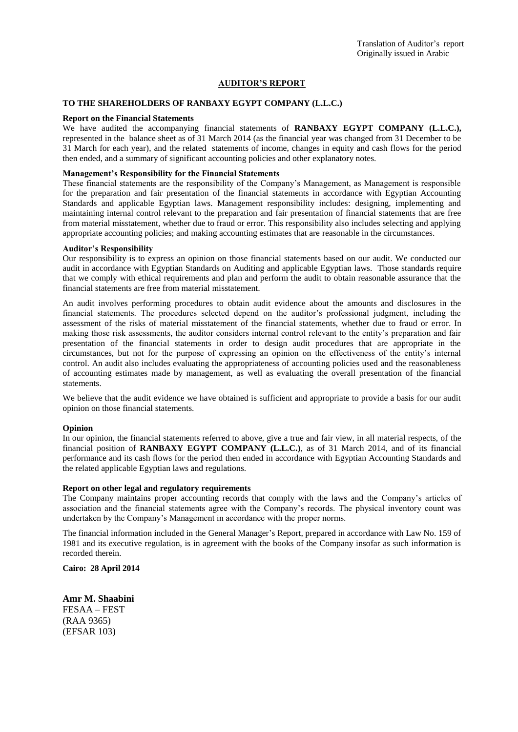Translation of Auditor's report
Originally issued in Arabic

# AUDITOR'S REPORT

**TO THE SHAREHOLDERS OF RANBAXY EGYPT COMPANY (L.L.C.)**

**Report on the Financial Statements**

We have audited the accompanying financial statements of **RANBAXY EGYPT COMPANY (L.L.C.),** represented in the balance sheet as of 31 March 2014 (as the financial year was changed from 31 December to be 31 March for each year), and the related statements of income, changes in equity and cash flows for the period then ended, and a summary of significant accounting policies and other explanatory notes.

**Management's Responsibility for the Financial Statements**

These financial statements are the responsibility of the Company's Management, as Management is responsible for the preparation and fair presentation of the financial statements in accordance with Egyptian Accounting Standards and applicable Egyptian laws. Management responsibility includes: designing, implementing and maintaining internal control relevant to the preparation and fair presentation of financial statements that are free from material misstatement, whether due to fraud or error. This responsibility also includes selecting and applying appropriate accounting policies; and making accounting estimates that are reasonable in the circumstances.

**Auditor's Responsibility**

Our responsibility is to express an opinion on those financial statements based on our audit. We conducted our audit in accordance with Egyptian Standards on Auditing and applicable Egyptian laws. Those standards require that we comply with ethical requirements and plan and perform the audit to obtain reasonable assurance that the financial statements are free from material misstatement.

An audit involves performing procedures to obtain audit evidence about the amounts and disclosures in the financial statements. The procedures selected depend on the auditor's professional judgment, including the assessment of the risks of material misstatement of the financial statements, whether due to fraud or error. In making those risk assessments, the auditor considers internal control relevant to the entity's preparation and fair presentation of the financial statements in order to design audit procedures that are appropriate in the circumstances, but not for the purpose of expressing an opinion on the effectiveness of the entity's internal control. An audit also includes evaluating the appropriateness of accounting policies used and the reasonableness of accounting estimates made by management, as well as evaluating the overall presentation of the financial statements.

We believe that the audit evidence we have obtained is sufficient and appropriate to provide a basis for our audit opinion on those financial statements.

**Opinion**

In our opinion, the financial statements referred to above, give a true and fair view, in all material respects, of the financial position of **RANBAXY EGYPT COMPANY (L.L.C.)**, as of 31 March 2014, and of its financial performance and its cash flows for the period then ended in accordance with Egyptian Accounting Standards and the related applicable Egyptian laws and regulations.

**Report on other legal and regulatory requirements**

The Company maintains proper accounting records that comply with the laws and the Company's articles of association and the financial statements agree with the Company's records. The physical inventory count was undertaken by the Company's Management in accordance with the proper norms.

The financial information included in the General Manager's Report, prepared in accordance with Law No. 159 of 1981 and its executive regulation, is in agreement with the books of the Company insofar as such information is recorded therein.

**Cairo: 28 April 2014**

**Amr M. Shaabini**
FESAA – FEST
(RAA 9365)
(EFSAR 103)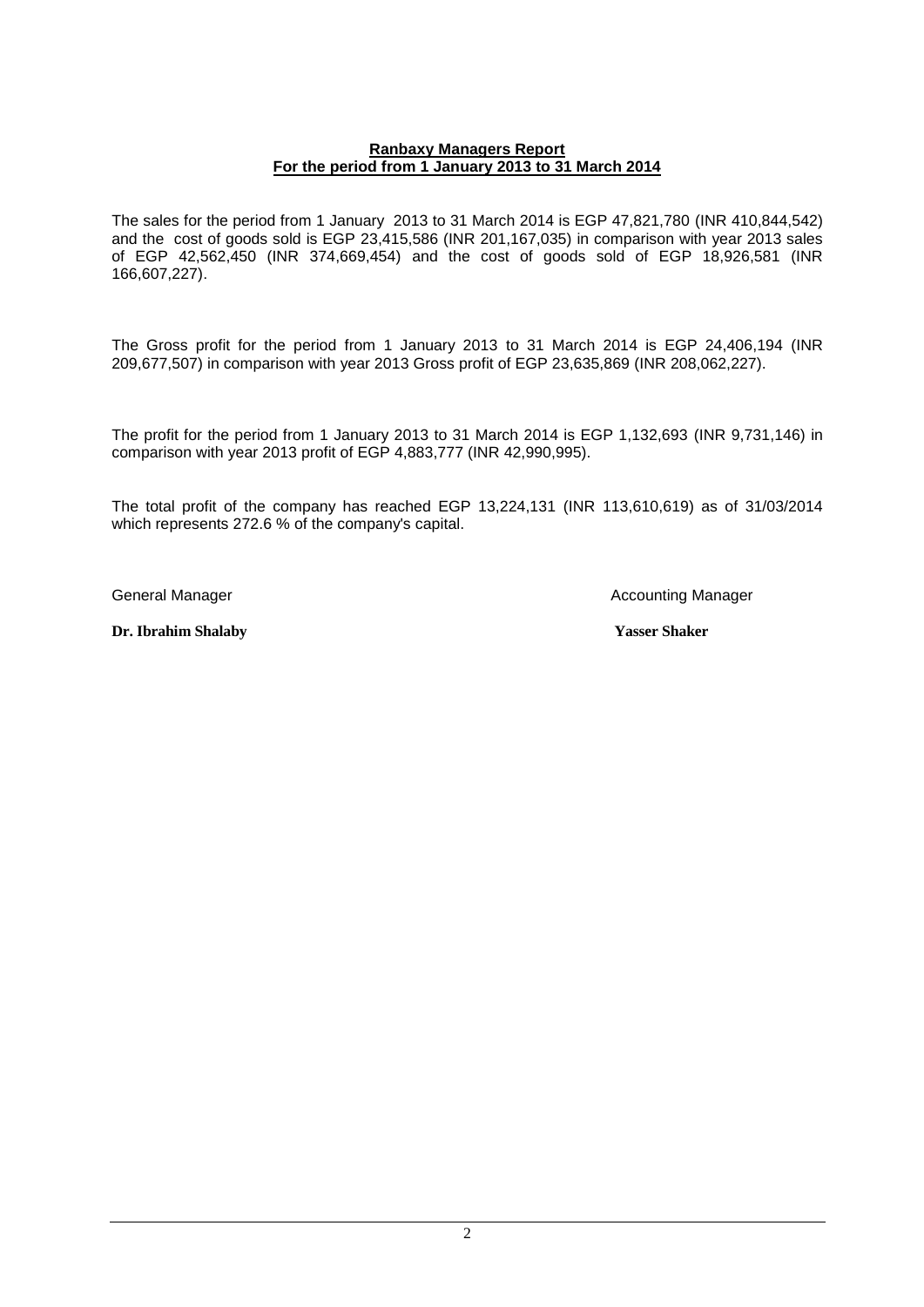**Ranbaxy Managers Report**
**For the period from 1 January 2013 to 31 March 2014**

The sales for the period from 1 January 2013 to 31 March 2014 is EGP 47,821,780 (INR 410,844,542) and the cost of goods sold is EGP 23,415,586 (INR 201,167,035) in comparison with year 2013 sales of EGP 42,562,450 (INR 374,669,454) and the cost of goods sold of EGP 18,926,581 (INR 166,607,227).

The Gross profit for the period from 1 January 2013 to 31 March 2014 is EGP 24,406,194 (INR 209,677,507) in comparison with year 2013 Gross profit of EGP 23,635,869 (INR 208,062,227).

The profit for the period from 1 January 2013 to 31 March 2014 is EGP 1,132,693 (INR 9,731,146) in comparison with year 2013 profit of EGP 4,883,777 (INR 42,990,995).

The total profit of the company has reached EGP 13,224,131 (INR 113,610,619) as of 31/03/2014 which represents 272.6 % of the company's capital.

| General Manager | Accounting Manager |
|---|---|
| **Dr. Ibrahim Shalaby** | **Yasser Shaker** |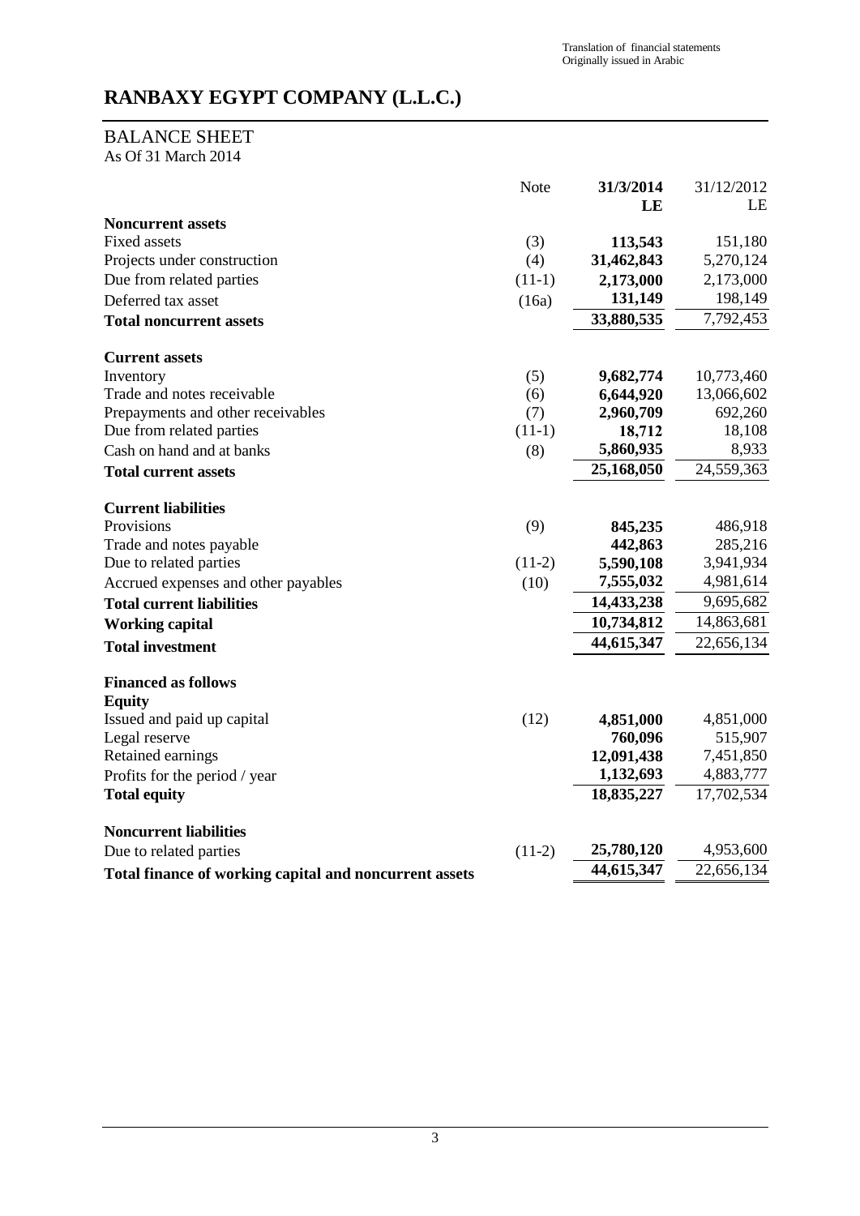Translation of financial statements
Originally issued in Arabic

# RANBAXY EGYPT COMPANY (L.L.C.)

## BALANCE SHEET

As Of 31 March 2014

| | Note | **31/3/2014 LE** | 31/12/2012 LE |
|---|---|---|---|
| **Noncurrent assets** | | | |
| Fixed assets | (3) | **113,543** | 151,180 |
| Projects under construction | (4) | **31,462,843** | 5,270,124 |
| Due from related parties | (11-1) | **2,173,000** | 2,173,000 |
| Deferred tax asset | (16a) | **131,149** | 198,149 |
| **Total noncurrent assets** | | **33,880,535** | 7,792,453 |
| **Current assets** | | | |
| Inventory | (5) | **9,682,774** | 10,773,460 |
| Trade and notes receivable | (6) | **6,644,920** | 13,066,602 |
| Prepayments and other receivables | (7) | **2,960,709** | 692,260 |
| Due from related parties | (11-1) | **18,712** | 18,108 |
| Cash on hand and at banks | (8) | **5,860,935** | 8,933 |
| **Total current assets** | | **25,168,050** | 24,559,363 |
| **Current liabilities** | | | |
| Provisions | (9) | **845,235** | 486,918 |
| Trade and notes payable | | **442,863** | 285,216 |
| Due to related parties | (11-2) | **5,590,108** | 3,941,934 |
| Accrued expenses and other payables | (10) | **7,555,032** | 4,981,614 |
| **Total current liabilities** | | **14,433,238** | 9,695,682 |
| **Working capital** | | **10,734,812** | 14,863,681 |
| **Total investment** | | **44,615,347** | 22,656,134 |
| **Financed as follows** | | | |
| **Equity** | | | |
| Issued and paid up capital | (12) | **4,851,000** | 4,851,000 |
| Legal reserve | | **760,096** | 515,907 |
| Retained earnings | | **12,091,438** | 7,451,850 |
| Profits for the period / year | | **1,132,693** | 4,883,777 |
| **Total equity** | | **18,835,227** | 17,702,534 |
| **Noncurrent liabilities** | | | |
| Due to related parties | (11-2) | **25,780,120** | 4,953,600 |
| **Total finance of working capital and noncurrent assets** | | **44,615,347** | 22,656,134 |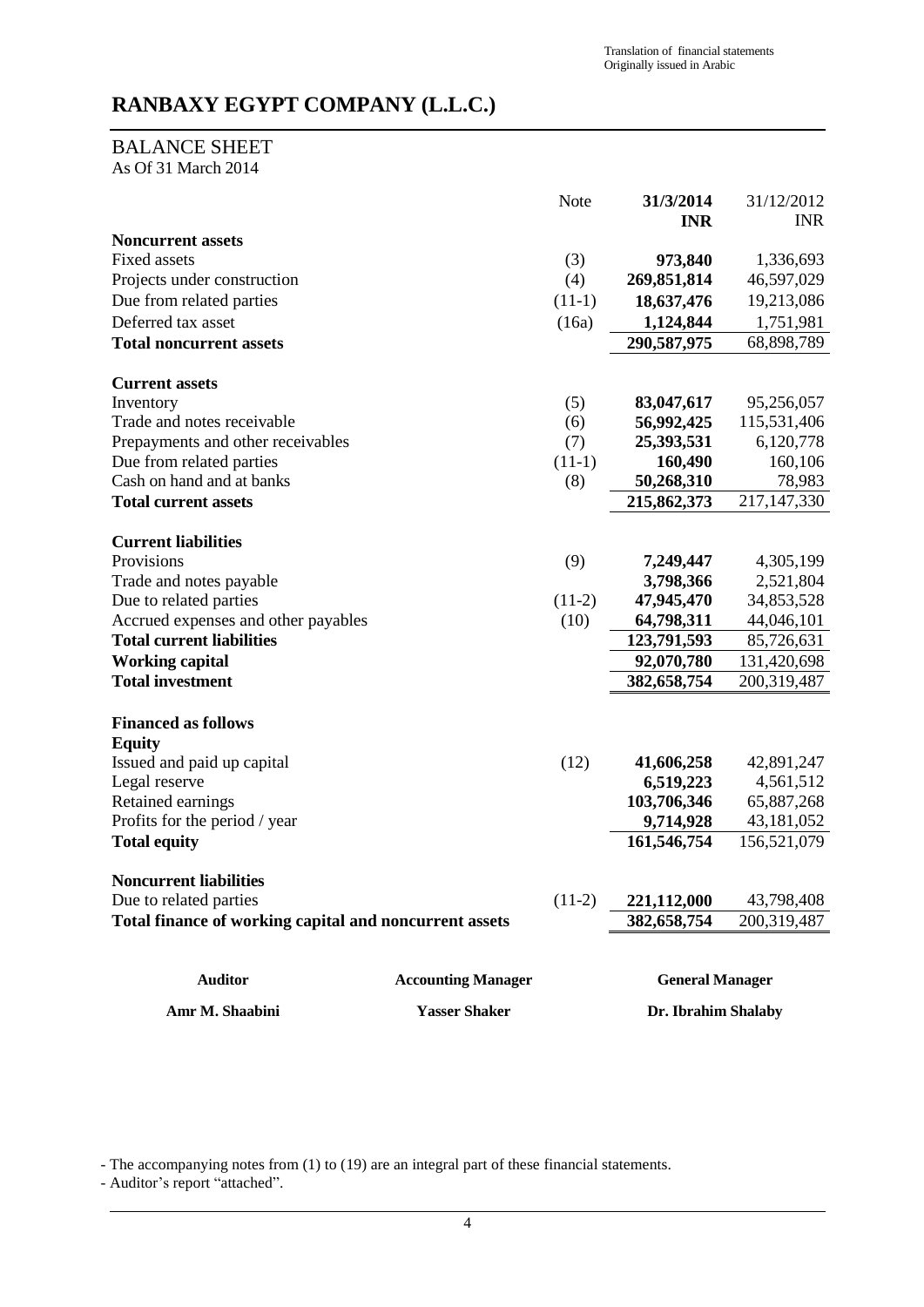Translation of financial statements
Originally issued in Arabic

# RANBAXY EGYPT COMPANY (L.L.C.)

## BALANCE SHEET

As Of 31 March 2014

| | Note | **31/3/2014 INR** | 31/12/2012 INR |
|---|---|---|---|
| **Noncurrent assets** | | | |
| Fixed assets | (3) | **973,840** | 1,336,693 |
| Projects under construction | (4) | **269,851,814** | 46,597,029 |
| Due from related parties | (11-1) | **18,637,476** | 19,213,086 |
| Deferred tax asset | (16a) | **1,124,844** | 1,751,981 |
| **Total noncurrent assets** | | **290,587,975** | 68,898,789 |
| **Current assets** | | | |
| Inventory | (5) | **83,047,617** | 95,256,057 |
| Trade and notes receivable | (6) | **56,992,425** | 115,531,406 |
| Prepayments and other receivables | (7) | **25,393,531** | 6,120,778 |
| Due from related parties | (11-1) | **160,490** | 160,106 |
| Cash on hand and at banks | (8) | **50,268,310** | 78,983 |
| **Total current assets** | | **215,862,373** | 217,147,330 |
| **Current liabilities** | | | |
| Provisions | (9) | **7,249,447** | 4,305,199 |
| Trade and notes payable | | **3,798,366** | 2,521,804 |
| Due to related parties | (11-2) | **47,945,470** | 34,853,528 |
| Accrued expenses and other payables | (10) | **64,798,311** | 44,046,101 |
| **Total current liabilities** | | **123,791,593** | 85,726,631 |
| **Working capital** | | **92,070,780** | 131,420,698 |
| **Total investment** | | **382,658,754** | 200,319,487 |
| **Financed as follows** | | | |
| **Equity** | | | |
| Issued and paid up capital | (12) | **41,606,258** | 42,891,247 |
| Legal reserve | | **6,519,223** | 4,561,512 |
| Retained earnings | | **103,706,346** | 65,887,268 |
| Profits for the period / year | | **9,714,928** | 43,181,052 |
| **Total equity** | | **161,546,754** | 156,521,079 |
| **Noncurrent liabilities** | | | |
| Due to related parties | (11-2) | **221,112,000** | 43,798,408 |
| **Total finance of working capital and noncurrent assets** | | **382,658,754** | 200,319,487 |

| **Auditor** | **Accounting Manager** | **General Manager** |
|---|---|---|
| **Amr M. Shaabini** | **Yasser Shaker** | **Dr. Ibrahim Shalaby** |

- The accompanying notes from (1) to (19) are an integral part of these financial statements.
- Auditor's report "attached".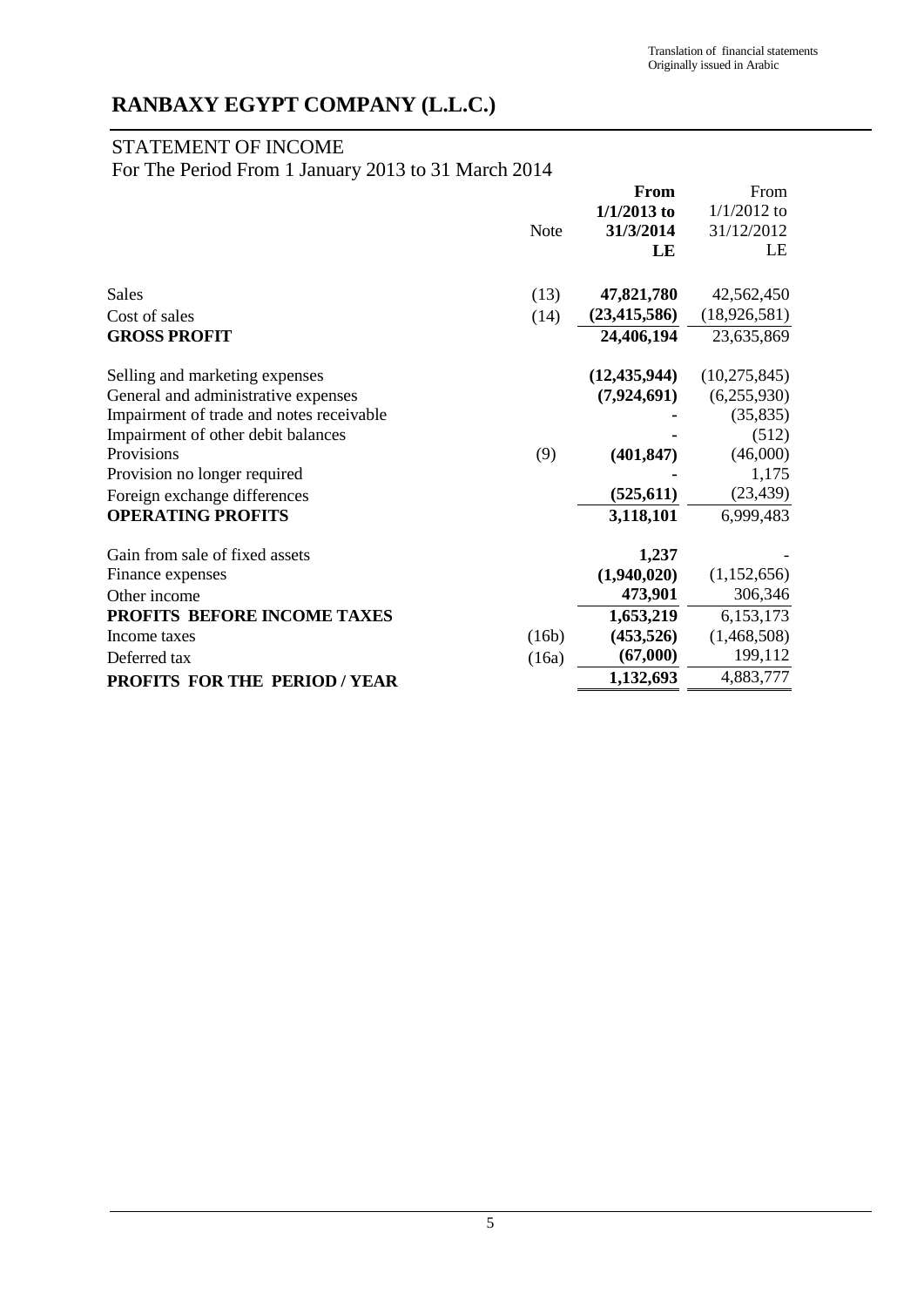Translation of financial statements
Originally issued in Arabic

# RANBAXY EGYPT COMPANY (L.L.C.)

## STATEMENT OF INCOME

For The Period From 1 January 2013 to 31 March 2014

| | Note | **From 1/1/2013 to 31/3/2014 LE** | From 1/1/2012 to 31/12/2012 LE |
|---|---|---|---|
| Sales | (13) | **47,821,780** | 42,562,450 |
| Cost of sales | (14) | **(23,415,586)** | (18,926,581) |
| **GROSS PROFIT** | | **24,406,194** | 23,635,869 |
| Selling and marketing expenses | | **(12,435,944)** | (10,275,845) |
| General and administrative expenses | | **(7,924,691)** | (6,255,930) |
| Impairment of trade and notes receivable | | **-** | (35,835) |
| Impairment of other debit balances | | **-** | (512) |
| Provisions | (9) | **(401,847)** | (46,000) |
| Provision no longer required | | **-** | 1,175 |
| Foreign exchange differences | | **(525,611)** | (23,439) |
| **OPERATING PROFITS** | | **3,118,101** | 6,999,483 |
| Gain from sale of fixed assets | | **1,237** | - |
| Finance expenses | | **(1,940,020)** | (1,152,656) |
| Other income | | **473,901** | 306,346 |
| **PROFITS BEFORE INCOME TAXES** | | **1,653,219** | 6,153,173 |
| Income taxes | (16b) | **(453,526)** | (1,468,508) |
| Deferred tax | (16a) | **(67,000)** | 199,112 |
| **PROFITS FOR THE PERIOD / YEAR** | | **1,132,693** | 4,883,777 |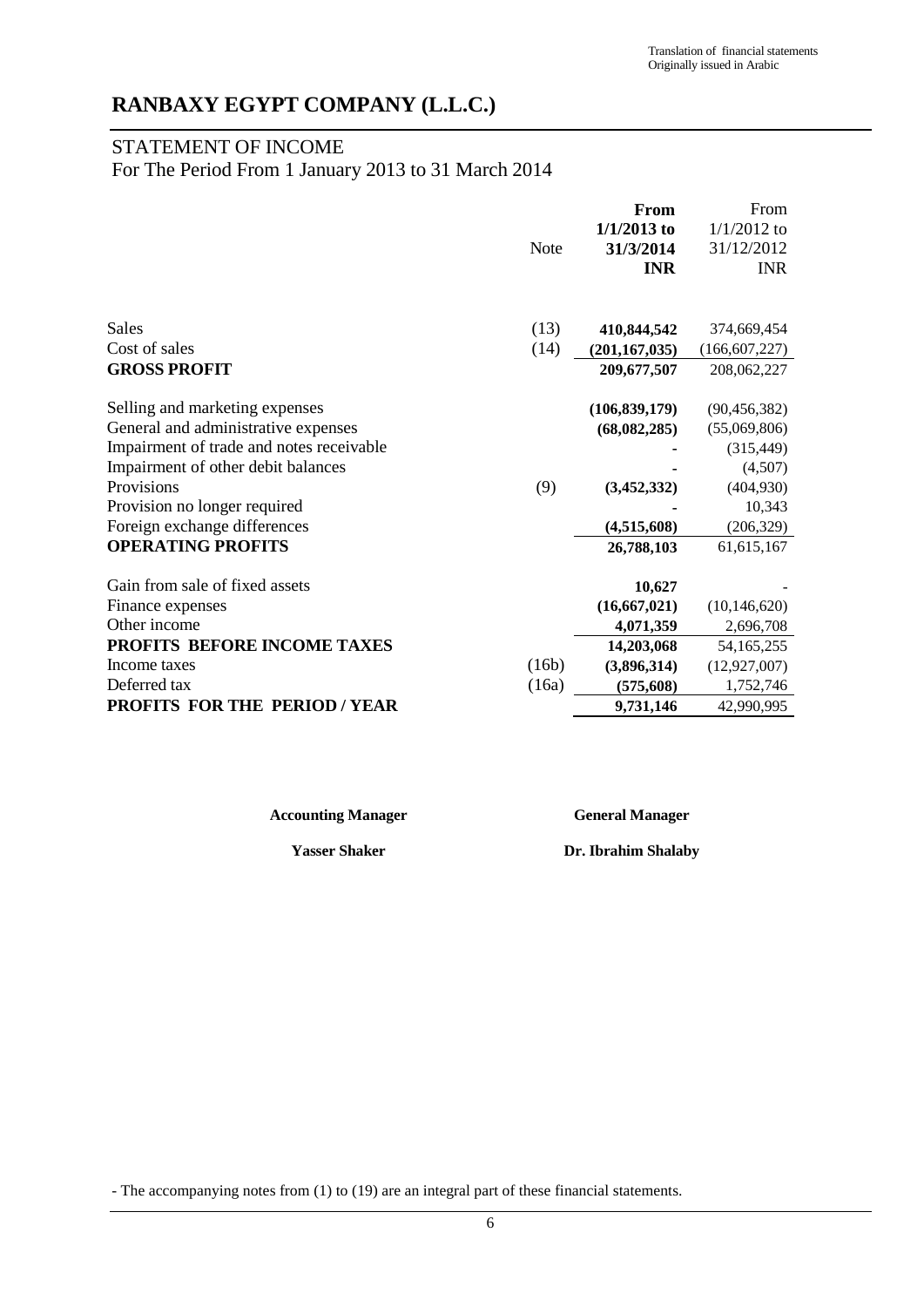Translation of financial statements
Originally issued in Arabic

# RANBAXY EGYPT COMPANY (L.L.C.)

## STATEMENT OF INCOME
For The Period From 1 January 2013 to 31 March 2014

| | Note | **From 1/1/2013 to 31/3/2014 INR** | From 1/1/2012 to 31/12/2012 INR |
|---|---|---|---|
| Sales | (13) | **410,844,542** | 374,669,454 |
| Cost of sales | (14) | **(201,167,035)** | (166,607,227) |
| **GROSS PROFIT** | | **209,677,507** | 208,062,227 |
| Selling and marketing expenses | | **(106,839,179)** | (90,456,382) |
| General and administrative expenses | | **(68,082,285)** | (55,069,806) |
| Impairment of trade and notes receivable | | **-** | (315,449) |
| Impairment of other debit balances | | **-** | (4,507) |
| Provisions | (9) | **(3,452,332)** | (404,930) |
| Provision no longer required | | **-** | 10,343 |
| Foreign exchange differences | | **(4,515,608)** | (206,329) |
| **OPERATING PROFITS** | | **26,788,103** | 61,615,167 |
| Gain from sale of fixed assets | | **10,627** | - |
| Finance expenses | | **(16,667,021)** | (10,146,620) |
| Other income | | **4,071,359** | 2,696,708 |
| **PROFITS BEFORE INCOME TAXES** | | **14,203,068** | 54,165,255 |
| Income taxes | (16b) | **(3,896,314)** | (12,927,007) |
| Deferred tax | (16a) | **(575,608)** | 1,752,746 |
| **PROFITS FOR THE PERIOD / YEAR** | | **9,731,146** | 42,990,995 |

| **Accounting Manager** | **General Manager** |
|---|---|
| **Yasser Shaker** | **Dr. Ibrahim Shalaby** |

- The accompanying notes from (1) to (19) are an integral part of these financial statements.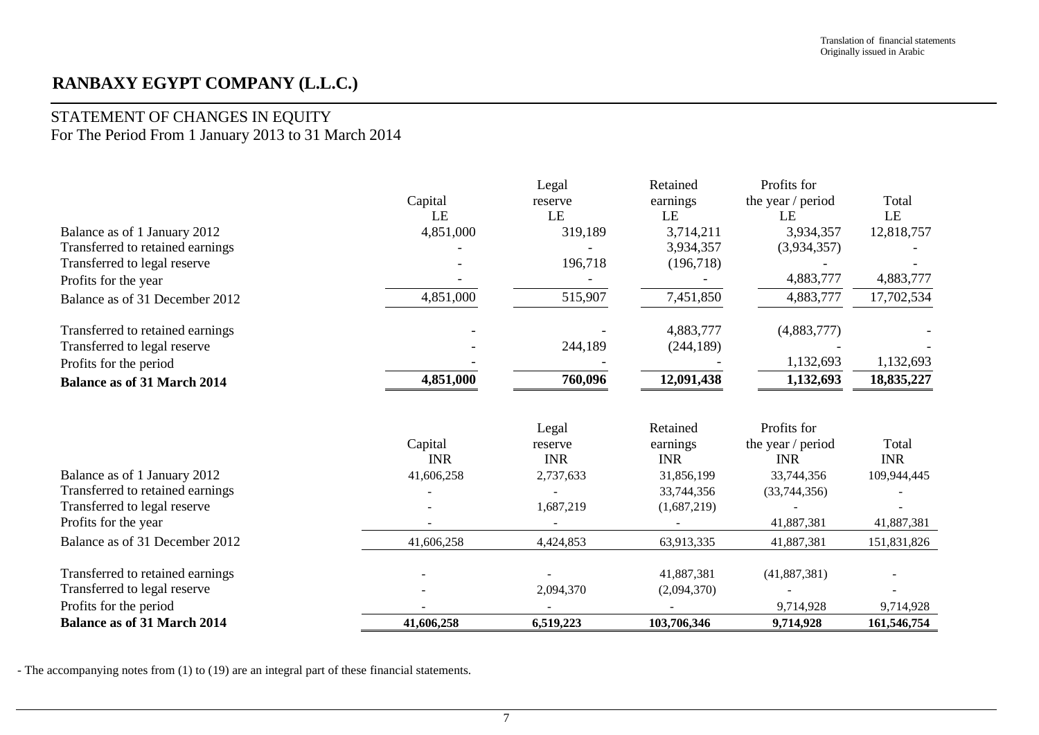Translation of financial statements
Originally issued in Arabic

# RANBAXY EGYPT COMPANY (L.L.C.)

## STATEMENT OF CHANGES IN EQUITY
For The Period From 1 January 2013 to 31 March 2014

| | Capital | Legal reserve | Retained earnings | Profits for the year / period | Total |
|---|---|---|---|---|---|
| | LE | LE | LE | LE | LE |
| Balance as of 1 January 2012 | 4,851,000 | 319,189 | 3,714,211 | 3,934,357 | 12,818,757 |
| Transferred to retained earnings | - | - | 3,934,357 | (3,934,357) | - |
| Transferred to legal reserve | - | 196,718 | (196,718) | - | - |
| Profits for the year | - | - | - | 4,883,777 | 4,883,777 |
| Balance as of 31 December 2012 | 4,851,000 | 515,907 | 7,451,850 | 4,883,777 | 17,702,534 |
| Transferred to retained earnings | - | - | 4,883,777 | (4,883,777) | - |
| Transferred to legal reserve | - | 244,189 | (244,189) | - | - |
| Profits for the period | - | - | - | 1,132,693 | 1,132,693 |
| **Balance as of 31 March 2014** | **4,851,000** | **760,096** | **12,091,438** | **1,132,693** | **18,835,227** |

| | Capital | Legal reserve | Retained earnings | Profits for the year / period | Total |
|---|---|---|---|---|---|
| | INR | INR | INR | INR | INR |
| Balance as of 1 January 2012 | 41,606,258 | 2,737,633 | 31,856,199 | 33,744,356 | 109,944,445 |
| Transferred to retained earnings | - | - | 33,744,356 | (33,744,356) | - |
| Transferred to legal reserve | - | 1,687,219 | (1,687,219) | - | - |
| Profits for the year | - | - | - | 41,887,381 | 41,887,381 |
| Balance as of 31 December 2012 | 41,606,258 | 4,424,853 | 63,913,335 | 41,887,381 | 151,831,826 |
| Transferred to retained earnings | - | - | 41,887,381 | (41,887,381) | - |
| Transferred to legal reserve | - | 2,094,370 | (2,094,370) | - | - |
| Profits for the period | - | - | - | 9,714,928 | 9,714,928 |
| **Balance as of 31 March 2014** | **41,606,258** | **6,519,223** | **103,706,346** | **9,714,928** | **161,546,754** |

- The accompanying notes from (1) to (19) are an integral part of these financial statements.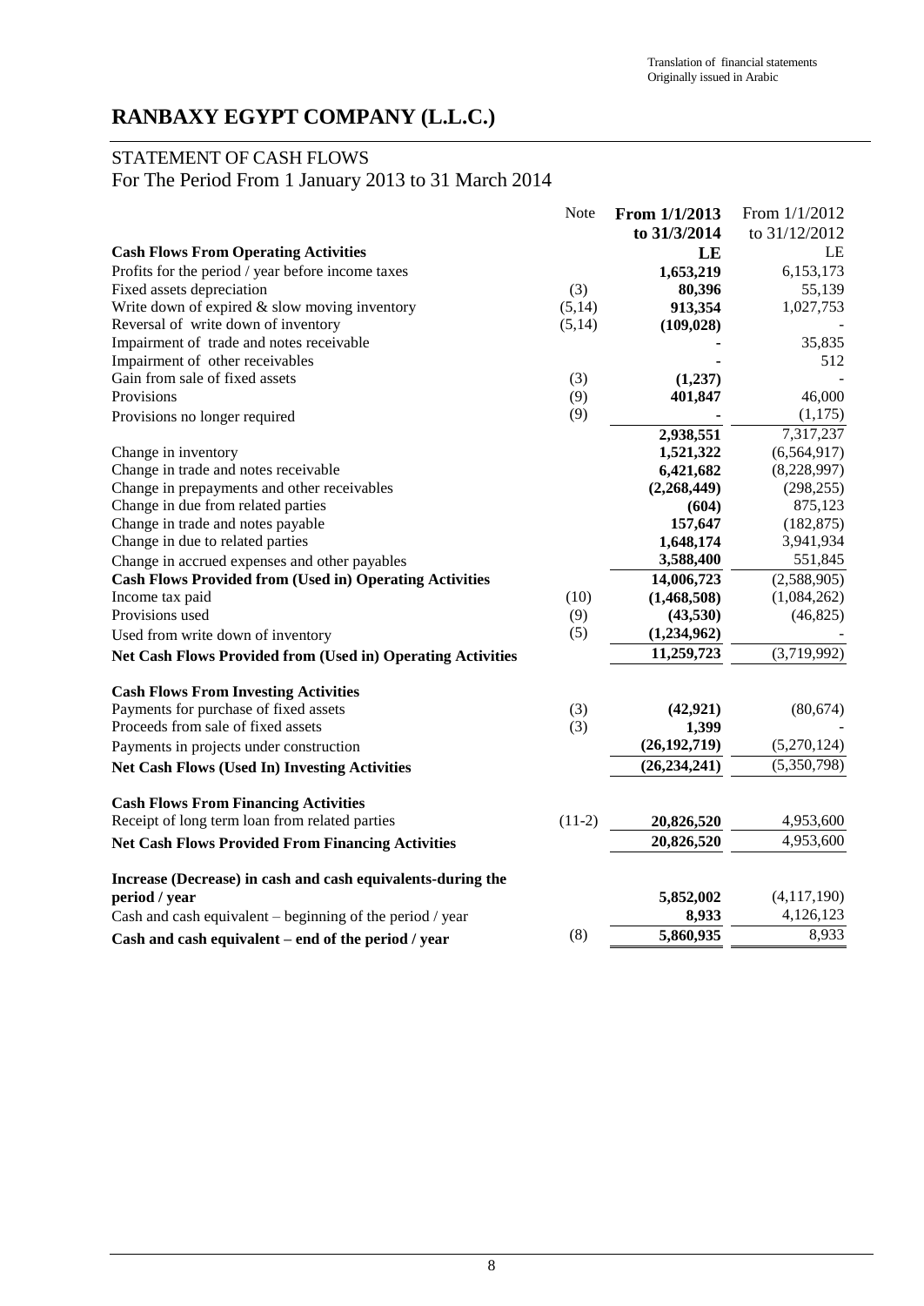Translation of financial statements
Originally issued in Arabic

# RANBAXY EGYPT COMPANY (L.L.C.)

## STATEMENT OF CASH FLOWS
For The Period From 1 January 2013 to 31 March 2014

| | Note | **From 1/1/2013 to 31/3/2014** | From 1/1/2012 to 31/12/2012 |
|---|---|---|---|
| **Cash Flows From Operating Activities** | | **LE** | LE |
| Profits for the period / year before income taxes | | **1,653,219** | 6,153,173 |
| Fixed assets depreciation | (3) | **80,396** | 55,139 |
| Write down of expired & slow moving inventory | (5,14) | **913,354** | 1,027,753 |
| Reversal of write down of inventory | (5,14) | **(109,028)** | - |
| Impairment of trade and notes receivable | | **-** | 35,835 |
| Impairment of other receivables | | **-** | 512 |
| Gain from sale of fixed assets | (3) | **(1,237)** | - |
| Provisions | (9) | **401,847** | 46,000 |
| Provisions no longer required | (9) | **-** | (1,175) |
| | | **2,938,551** | 7,317,237 |
| Change in inventory | | **1,521,322** | (6,564,917) |
| Change in trade and notes receivable | | **6,421,682** | (8,228,997) |
| Change in prepayments and other receivables | | **(2,268,449)** | (298,255) |
| Change in due from related parties | | **(604)** | 875,123 |
| Change in trade and notes payable | | **157,647** | (182,875) |
| Change in due to related parties | | **1,648,174** | 3,941,934 |
| Change in accrued expenses and other payables | | **3,588,400** | 551,845 |
| **Cash Flows Provided from (Used in) Operating Activities** | | **14,006,723** | (2,588,905) |
| Income tax paid | (10) | **(1,468,508)** | (1,084,262) |
| Provisions used | (9) | **(43,530)** | (46,825) |
| Used from write down of inventory | (5) | **(1,234,962)** | - |
| **Net Cash Flows Provided from (Used in) Operating Activities** | | **11,259,723** | (3,719,992) |
| | | | |
| **Cash Flows From Investing Activities** | | | |
| Payments for purchase of fixed assets | (3) | **(42,921)** | (80,674) |
| Proceeds from sale of fixed assets | (3) | **1,399** | - |
| Payments in projects under construction | | **(26,192,719)** | (5,270,124) |
| **Net Cash Flows (Used In) Investing Activities** | | **(26,234,241)** | (5,350,798) |
| | | | |
| **Cash Flows From Financing Activities** | | | |
| Receipt of long term loan from related parties | (11-2) | **20,826,520** | 4,953,600 |
| **Net Cash Flows Provided From Financing Activities** | | **20,826,520** | 4,953,600 |
| | | | |
| **Increase (Decrease) in cash and cash equivalents-during the period / year** | | **5,852,002** | (4,117,190) |
| Cash and cash equivalent – beginning of the period / year | | **8,933** | 4,126,123 |
| **Cash and cash equivalent – end of the period / year** | (8) | **5,860,935** | 8,933 |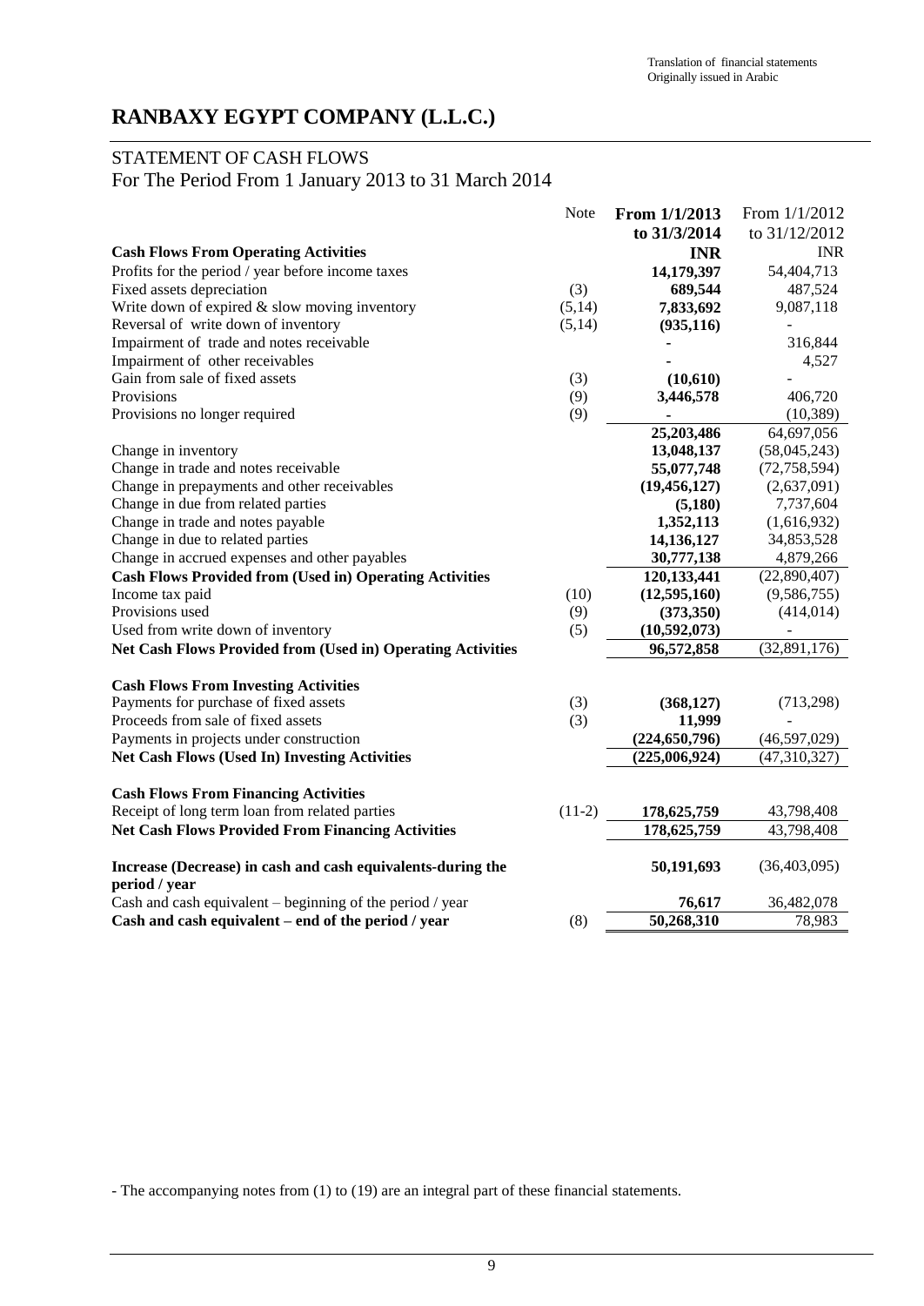Translation of financial statements
Originally issued in Arabic

# RANBAXY EGYPT COMPANY (L.L.C.)

## STATEMENT OF CASH FLOWS
For The Period From 1 January 2013 to 31 March 2014

| | Note | **From 1/1/2013 to 31/3/2014** | From 1/1/2012 to 31/12/2012 |
|---|---|---|---|
| **Cash Flows From Operating Activities** | | **INR** | INR |
| Profits for the period / year before income taxes | | **14,179,397** | 54,404,713 |
| Fixed assets depreciation | (3) | **689,544** | 487,524 |
| Write down of expired & slow moving inventory | (5,14) | **7,833,692** | 9,087,118 |
| Reversal of write down of inventory | (5,14) | **(935,116)** | - |
| Impairment of trade and notes receivable | | **-** | 316,844 |
| Impairment of other receivables | | **-** | 4,527 |
| Gain from sale of fixed assets | (3) | **(10,610)** | - |
| Provisions | (9) | **3,446,578** | 406,720 |
| Provisions no longer required | (9) | **-** | (10,389) |
| | | **25,203,486** | 64,697,056 |
| Change in inventory | | **13,048,137** | (58,045,243) |
| Change in trade and notes receivable | | **55,077,748** | (72,758,594) |
| Change in prepayments and other receivables | | **(19,456,127)** | (2,637,091) |
| Change in due from related parties | | **(5,180)** | 7,737,604 |
| Change in trade and notes payable | | **1,352,113** | (1,616,932) |
| Change in due to related parties | | **14,136,127** | 34,853,528 |
| Change in accrued expenses and other payables | | **30,777,138** | 4,879,266 |
| **Cash Flows Provided from (Used in) Operating Activities** | | **120,133,441** | (22,890,407) |
| Income tax paid | (10) | **(12,595,160)** | (9,586,755) |
| Provisions used | (9) | **(373,350)** | (414,014) |
| Used from write down of inventory | (5) | **(10,592,073)** | - |
| **Net Cash Flows Provided from (Used in) Operating Activities** | | **96,572,858** | (32,891,176) |
| | | | |
| **Cash Flows From Investing Activities** | | | |
| Payments for purchase of fixed assets | (3) | **(368,127)** | (713,298) |
| Proceeds from sale of fixed assets | (3) | **11,999** | - |
| Payments in projects under construction | | **(224,650,796)** | (46,597,029) |
| **Net Cash Flows (Used In) Investing Activities** | | **(225,006,924)** | (47,310,327) |
| | | | |
| **Cash Flows From Financing Activities** | | | |
| Receipt of long term loan from related parties | (11-2) | **178,625,759** | 43,798,408 |
| **Net Cash Flows Provided From Financing Activities** | | **178,625,759** | 43,798,408 |
| | | | |
| **Increase (Decrease) in cash and cash equivalents-during the period / year** | | **50,191,693** | (36,403,095) |
| Cash and cash equivalent – beginning of the period / year | | **76,617** | 36,482,078 |
| **Cash and cash equivalent – end of the period / year** | (8) | **50,268,310** | 78,983 |

- The accompanying notes from (1) to (19) are an integral part of these financial statements.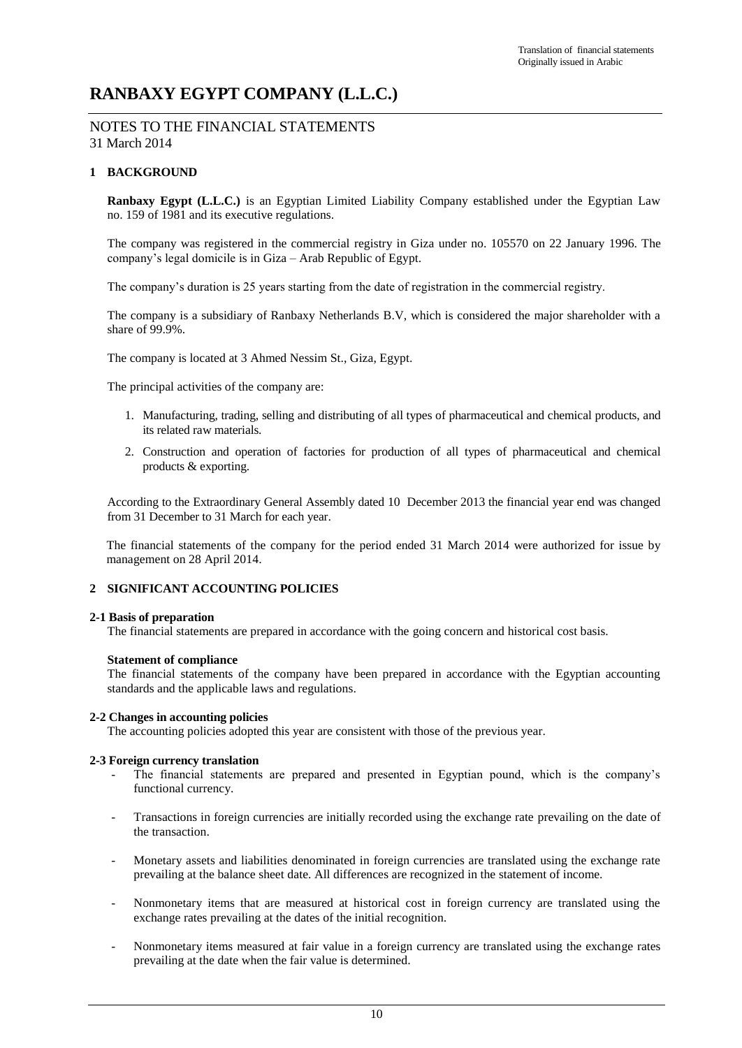# RANBAXY EGYPT COMPANY (L.L.C.)

## NOTES TO THE FINANCIAL STATEMENTS
31 March 2014

### 1 BACKGROUND

**Ranbaxy Egypt (L.L.C.)** is an Egyptian Limited Liability Company established under the Egyptian Law no. 159 of 1981 and its executive regulations.

The company was registered in the commercial registry in Giza under no. 105570 on 22 January 1996. The company's legal domicile is in Giza – Arab Republic of Egypt.

The company's duration is 25 years starting from the date of registration in the commercial registry.

The company is a subsidiary of Ranbaxy Netherlands B.V, which is considered the major shareholder with a share of 99.9%.

The company is located at 3 Ahmed Nessim St., Giza, Egypt.

The principal activities of the company are:

1. Manufacturing, trading, selling and distributing of all types of pharmaceutical and chemical products, and its related raw materials.
2. Construction and operation of factories for production of all types of pharmaceutical and chemical products & exporting.

According to the Extraordinary General Assembly dated 10 December 2013 the financial year end was changed from 31 December to 31 March for each year.

The financial statements of the company for the period ended 31 March 2014 were authorized for issue by management on 28 April 2014.

### 2 SIGNIFICANT ACCOUNTING POLICIES

#### 2-1 Basis of preparation

The financial statements are prepared in accordance with the going concern and historical cost basis.

**Statement of compliance**

The financial statements of the company have been prepared in accordance with the Egyptian accounting standards and the applicable laws and regulations.

#### 2-2 Changes in accounting policies

The accounting policies adopted this year are consistent with those of the previous year.

#### 2-3 Foreign currency translation

- The financial statements are prepared and presented in Egyptian pound, which is the company's functional currency.
- Transactions in foreign currencies are initially recorded using the exchange rate prevailing on the date of the transaction.
- Monetary assets and liabilities denominated in foreign currencies are translated using the exchange rate prevailing at the balance sheet date. All differences are recognized in the statement of income.
- Nonmonetary items that are measured at historical cost in foreign currency are translated using the exchange rates prevailing at the dates of the initial recognition.
- Nonmonetary items measured at fair value in a foreign currency are translated using the exchange rates prevailing at the date when the fair value is determined.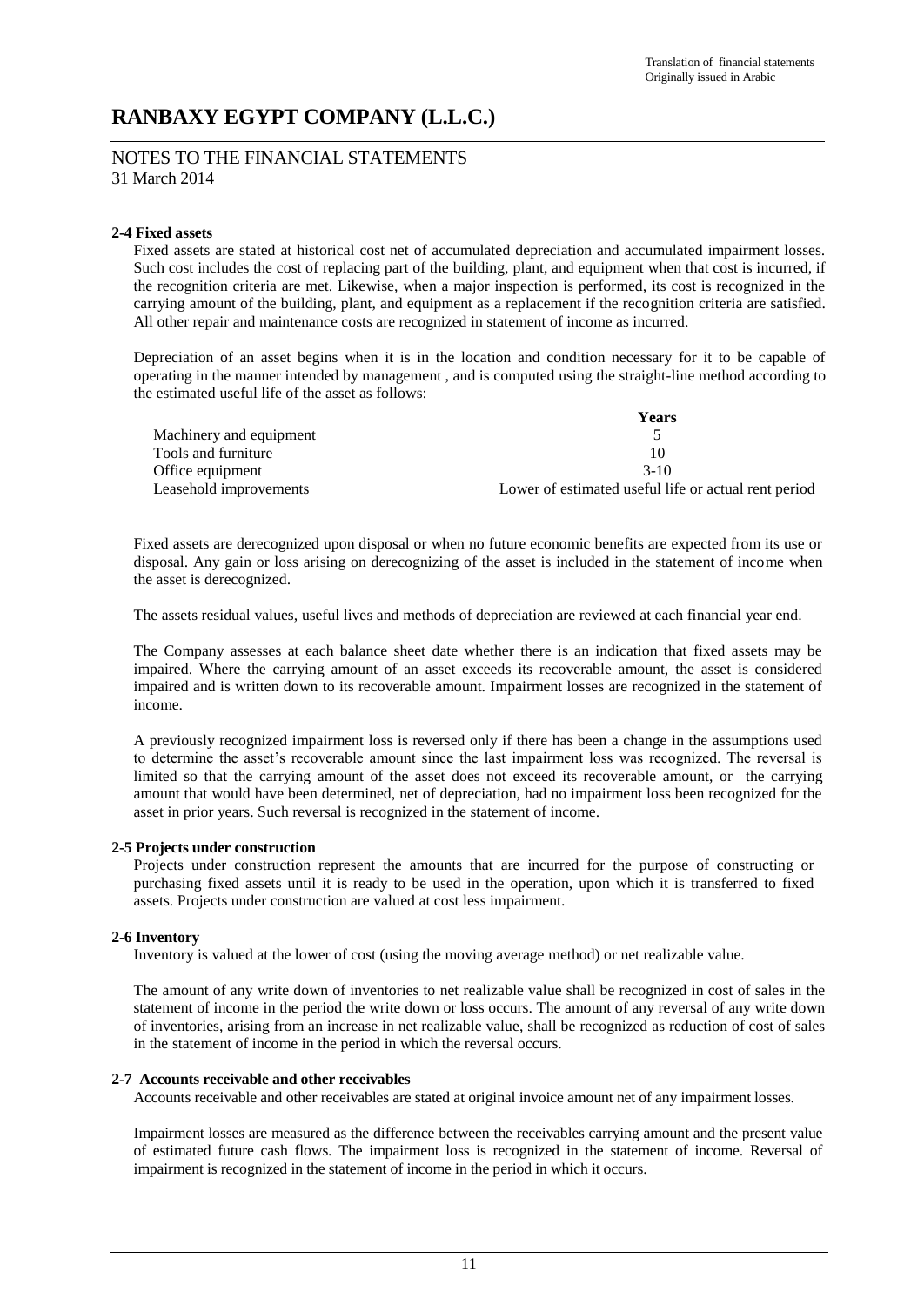# RANBAXY EGYPT COMPANY (L.L.C.)

NOTES TO THE FINANCIAL STATEMENTS
31 March 2014

#### 2-4 Fixed assets

Fixed assets are stated at historical cost net of accumulated depreciation and accumulated impairment losses. Such cost includes the cost of replacing part of the building, plant, and equipment when that cost is incurred, if the recognition criteria are met. Likewise, when a major inspection is performed, its cost is recognized in the carrying amount of the building, plant, and equipment as a replacement if the recognition criteria are satisfied. All other repair and maintenance costs are recognized in statement of income as incurred.

Depreciation of an asset begins when it is in the location and condition necessary for it to be capable of operating in the manner intended by management , and is computed using the straight-line method according to the estimated useful life of the asset as follows:

| | Years |
|---|---|
| Machinery and equipment | 5 |
| Tools and furniture | 10 |
| Office equipment | 3-10 |
| Leasehold improvements | Lower of estimated useful life or actual rent period |

Fixed assets are derecognized upon disposal or when no future economic benefits are expected from its use or disposal. Any gain or loss arising on derecognizing of the asset is included in the statement of income when the asset is derecognized.

The assets residual values, useful lives and methods of depreciation are reviewed at each financial year end.

The Company assesses at each balance sheet date whether there is an indication that fixed assets may be impaired. Where the carrying amount of an asset exceeds its recoverable amount, the asset is considered impaired and is written down to its recoverable amount. Impairment losses are recognized in the statement of income.

A previously recognized impairment loss is reversed only if there has been a change in the assumptions used to determine the asset's recoverable amount since the last impairment loss was recognized. The reversal is limited so that the carrying amount of the asset does not exceed its recoverable amount, or the carrying amount that would have been determined, net of depreciation, had no impairment loss been recognized for the asset in prior years. Such reversal is recognized in the statement of income.

#### 2-5 Projects under construction

Projects under construction represent the amounts that are incurred for the purpose of constructing or purchasing fixed assets until it is ready to be used in the operation, upon which it is transferred to fixed assets. Projects under construction are valued at cost less impairment.

#### 2-6 Inventory

Inventory is valued at the lower of cost (using the moving average method) or net realizable value.

The amount of any write down of inventories to net realizable value shall be recognized in cost of sales in the statement of income in the period the write down or loss occurs. The amount of any reversal of any write down of inventories, arising from an increase in net realizable value, shall be recognized as reduction of cost of sales in the statement of income in the period in which the reversal occurs.

#### 2-7 Accounts receivable and other receivables

Accounts receivable and other receivables are stated at original invoice amount net of any impairment losses.

Impairment losses are measured as the difference between the receivables carrying amount and the present value of estimated future cash flows. The impairment loss is recognized in the statement of income. Reversal of impairment is recognized in the statement of income in the period in which it occurs.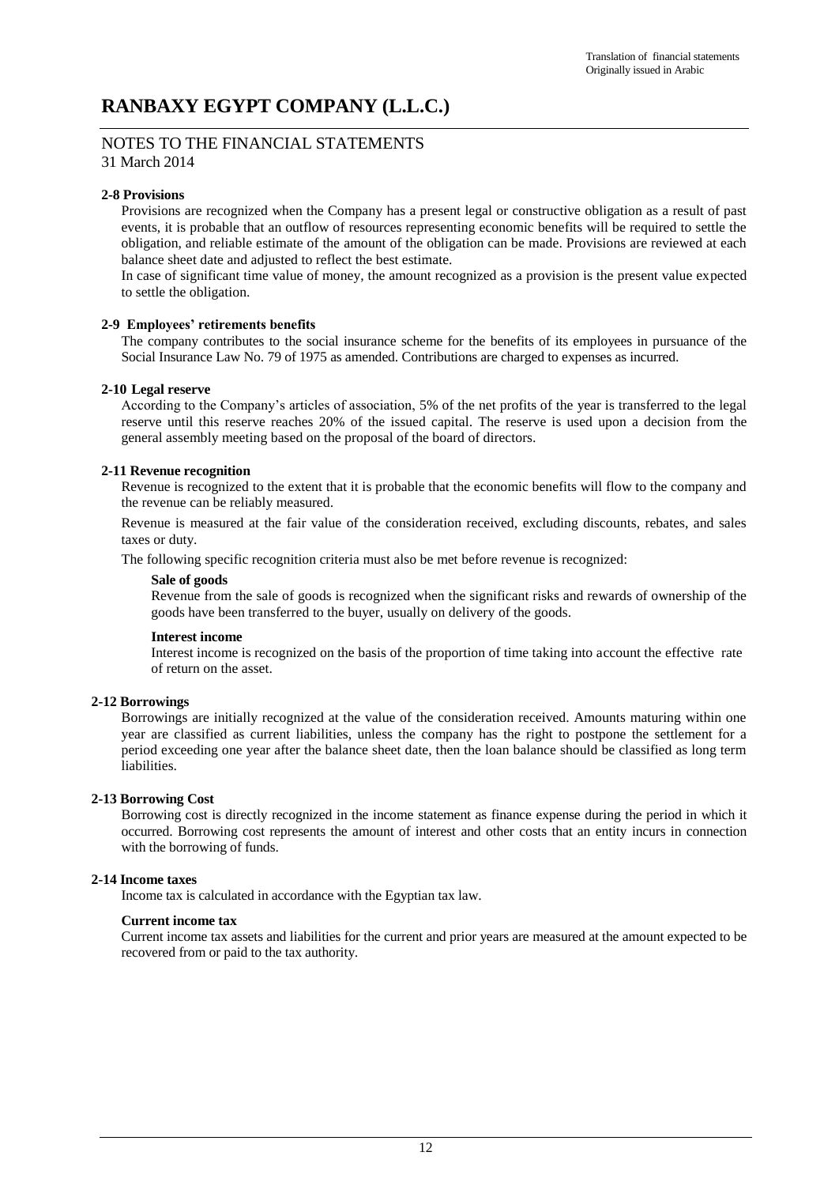# RANBAXY EGYPT COMPANY (L.L.C.)

## NOTES TO THE FINANCIAL STATEMENTS
31 March 2014

### 2-8 Provisions

Provisions are recognized when the Company has a present legal or constructive obligation as a result of past events, it is probable that an outflow of resources representing economic benefits will be required to settle the obligation, and reliable estimate of the amount of the obligation can be made. Provisions are reviewed at each balance sheet date and adjusted to reflect the best estimate.

In case of significant time value of money, the amount recognized as a provision is the present value expected to settle the obligation.

### 2-9 Employees' retirements benefits

The company contributes to the social insurance scheme for the benefits of its employees in pursuance of the Social Insurance Law No. 79 of 1975 as amended. Contributions are charged to expenses as incurred.

### 2-10 Legal reserve

According to the Company's articles of association, 5% of the net profits of the year is transferred to the legal reserve until this reserve reaches 20% of the issued capital. The reserve is used upon a decision from the general assembly meeting based on the proposal of the board of directors.

### 2-11 Revenue recognition

Revenue is recognized to the extent that it is probable that the economic benefits will flow to the company and the revenue can be reliably measured.

Revenue is measured at the fair value of the consideration received, excluding discounts, rebates, and sales taxes or duty.

The following specific recognition criteria must also be met before revenue is recognized:

**Sale of goods**

Revenue from the sale of goods is recognized when the significant risks and rewards of ownership of the goods have been transferred to the buyer, usually on delivery of the goods.

**Interest income**

Interest income is recognized on the basis of the proportion of time taking into account the effective rate of return on the asset.

### 2-12 Borrowings

Borrowings are initially recognized at the value of the consideration received. Amounts maturing within one year are classified as current liabilities, unless the company has the right to postpone the settlement for a period exceeding one year after the balance sheet date, then the loan balance should be classified as long term liabilities.

### 2-13 Borrowing Cost

Borrowing cost is directly recognized in the income statement as finance expense during the period in which it occurred. Borrowing cost represents the amount of interest and other costs that an entity incurs in connection with the borrowing of funds.

### 2-14 Income taxes

Income tax is calculated in accordance with the Egyptian tax law.

**Current income tax**

Current income tax assets and liabilities for the current and prior years are measured at the amount expected to be recovered from or paid to the tax authority.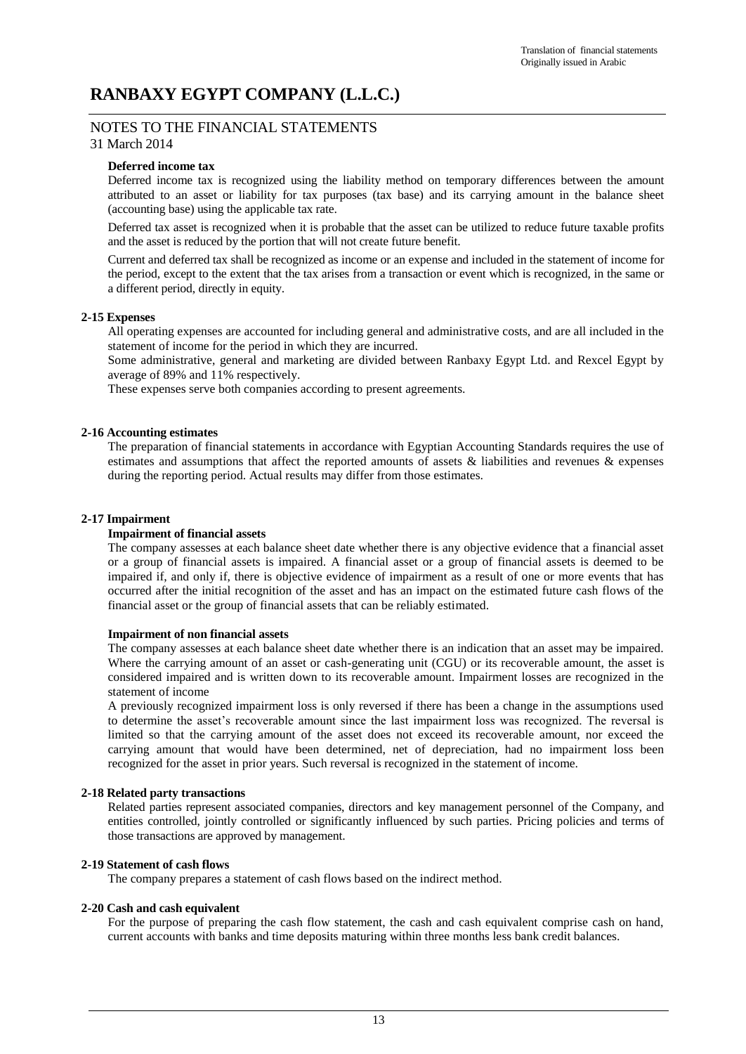# RANBAXY EGYPT COMPANY (L.L.C.)

## NOTES TO THE FINANCIAL STATEMENTS

31 March 2014

**Deferred income tax**

Deferred income tax is recognized using the liability method on temporary differences between the amount attributed to an asset or liability for tax purposes (tax base) and its carrying amount in the balance sheet (accounting base) using the applicable tax rate.

Deferred tax asset is recognized when it is probable that the asset can be utilized to reduce future taxable profits and the asset is reduced by the portion that will not create future benefit.

Current and deferred tax shall be recognized as income or an expense and included in the statement of income for the period, except to the extent that the tax arises from a transaction or event which is recognized, in the same or a different period, directly in equity.

**2-15 Expenses**

All operating expenses are accounted for including general and administrative costs, and are all included in the statement of income for the period in which they are incurred.

Some administrative, general and marketing are divided between Ranbaxy Egypt Ltd. and Rexcel Egypt by average of 89% and 11% respectively.

These expenses serve both companies according to present agreements.

**2-16 Accounting estimates**

The preparation of financial statements in accordance with Egyptian Accounting Standards requires the use of estimates and assumptions that affect the reported amounts of assets & liabilities and revenues & expenses during the reporting period. Actual results may differ from those estimates.

**2-17 Impairment**

**Impairment of financial assets**

The company assesses at each balance sheet date whether there is any objective evidence that a financial asset or a group of financial assets is impaired. A financial asset or a group of financial assets is deemed to be impaired if, and only if, there is objective evidence of impairment as a result of one or more events that has occurred after the initial recognition of the asset and has an impact on the estimated future cash flows of the financial asset or the group of financial assets that can be reliably estimated.

**Impairment of non financial assets**

The company assesses at each balance sheet date whether there is an indication that an asset may be impaired. Where the carrying amount of an asset or cash-generating unit (CGU) or its recoverable amount, the asset is considered impaired and is written down to its recoverable amount. Impairment losses are recognized in the statement of income

A previously recognized impairment loss is only reversed if there has been a change in the assumptions used to determine the asset's recoverable amount since the last impairment loss was recognized. The reversal is limited so that the carrying amount of the asset does not exceed its recoverable amount, nor exceed the carrying amount that would have been determined, net of depreciation, had no impairment loss been recognized for the asset in prior years. Such reversal is recognized in the statement of income.

**2-18 Related party transactions**

Related parties represent associated companies, directors and key management personnel of the Company, and entities controlled, jointly controlled or significantly influenced by such parties. Pricing policies and terms of those transactions are approved by management.

**2-19 Statement of cash flows**

The company prepares a statement of cash flows based on the indirect method.

**2-20 Cash and cash equivalent**

For the purpose of preparing the cash flow statement, the cash and cash equivalent comprise cash on hand, current accounts with banks and time deposits maturing within three months less bank credit balances.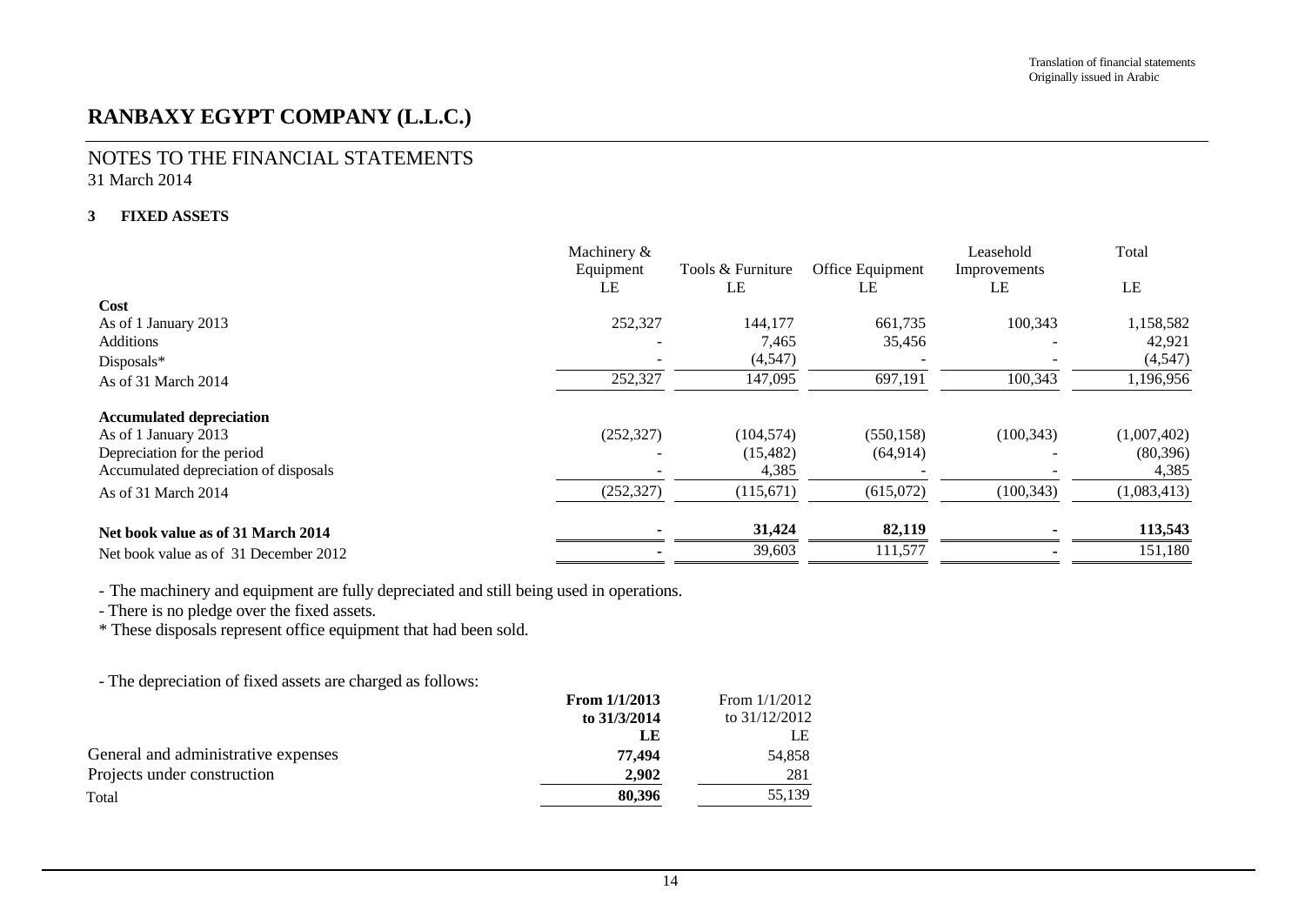Translation of financial statements
Originally issued in Arabic

# RANBAXY EGYPT COMPANY (L.L.C.)

## NOTES TO THE FINANCIAL STATEMENTS
31 March 2014

### 3 FIXED ASSETS

| | Machinery & Equipment | Tools & Furniture | Office Equipment | Leasehold Improvements | Total |
|---|---|---|---|---|---|
| | LE | LE | LE | LE | LE |
| **Cost** | | | | | |
| As of 1 January 2013 | 252,327 | 144,177 | 661,735 | 100,343 | 1,158,582 |
| Additions | - | 7,465 | 35,456 | - | 42,921 |
| Disposals* | - | (4,547) | - | - | (4,547) |
| As of 31 March 2014 | 252,327 | 147,095 | 697,191 | 100,343 | 1,196,956 |
| **Accumulated depreciation** | | | | | |
| As of 1 January 2013 | (252,327) | (104,574) | (550,158) | (100,343) | (1,007,402) |
| Depreciation for the period | - | (15,482) | (64,914) | - | (80,396) |
| Accumulated depreciation of disposals | - | 4,385 | - | - | 4,385 |
| As of 31 March 2014 | (252,327) | (115,671) | (615,072) | (100,343) | (1,083,413) |
| **Net book value as of 31 March 2014** | **-** | **31,424** | **82,119** | **-** | **113,543** |
| Net book value as of 31 December 2012 | - | 39,603 | 111,577 | - | 151,180 |

- The machinery and equipment are fully depreciated and still being used in operations.
- There is no pledge over the fixed assets.

* These disposals represent office equipment that had been sold.

- The depreciation of fixed assets are charged as follows:

| | **From 1/1/2013 to 31/3/2014** | From 1/1/2012 to 31/12/2012 |
|---|---|---|
| | **LE** | LE |
| General and administrative expenses | **77,494** | 54,858 |
| Projects under construction | **2,902** | 281 |
| Total | **80,396** | 55,139 |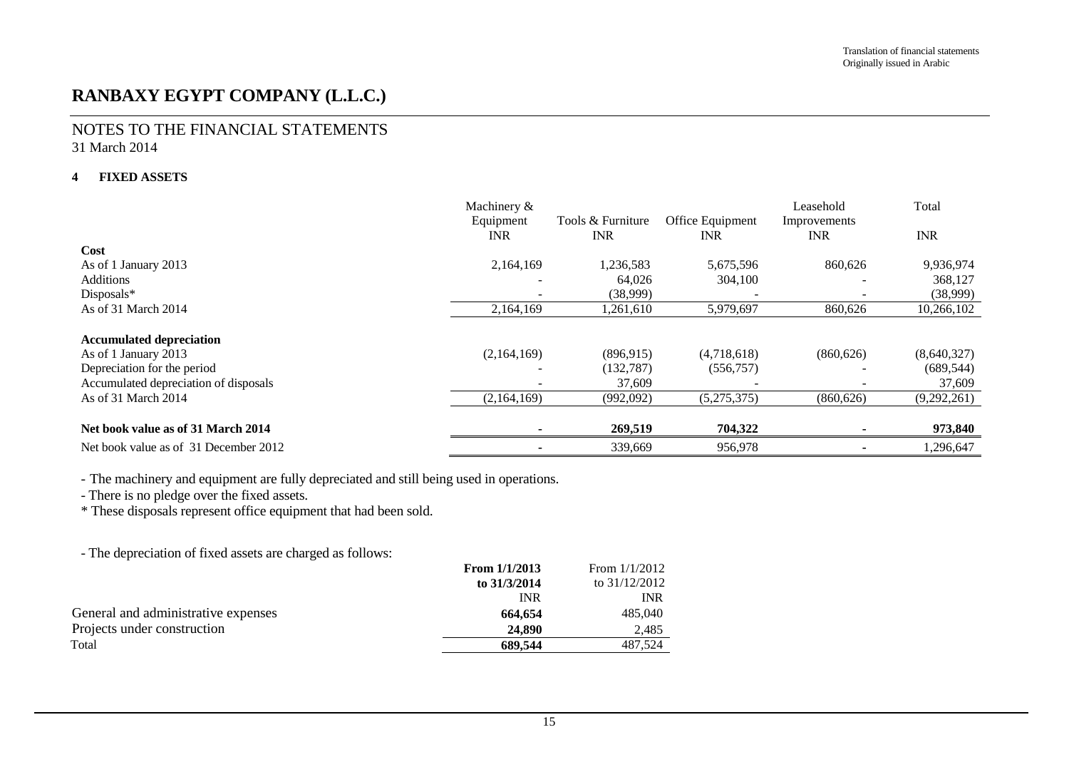Translation of financial statements
Originally issued in Arabic

# RANBAXY EGYPT COMPANY (L.L.C.)

## NOTES TO THE FINANCIAL STATEMENTS
31 March 2014

### 4 FIXED ASSETS

| | Machinery & Equipment | Tools & Furniture | Office Equipment | Leasehold Improvements | Total |
|---|---|---|---|---|---|
| | INR | INR | INR | INR | INR |
| **Cost** | | | | | |
| As of 1 January 2013 | 2,164,169 | 1,236,583 | 5,675,596 | 860,626 | 9,936,974 |
| Additions | - | 64,026 | 304,100 | - | 368,127 |
| Disposals* | - | (38,999) | - | - | (38,999) |
| As of 31 March 2014 | 2,164,169 | 1,261,610 | 5,979,697 | 860,626 | 10,266,102 |
| **Accumulated depreciation** | | | | | |
| As of 1 January 2013 | (2,164,169) | (896,915) | (4,718,618) | (860,626) | (8,640,327) |
| Depreciation for the period | - | (132,787) | (556,757) | - | (689,544) |
| Accumulated depreciation of disposals | - | 37,609 | - | - | 37,609 |
| As of 31 March 2014 | (2,164,169) | (992,092) | (5,275,375) | (860,626) | (9,292,261) |
| **Net book value as of 31 March 2014** | **-** | **269,519** | **704,322** | **-** | **973,840** |
| Net book value as of 31 December 2012 | - | 339,669 | 956,978 | - | 1,296,647 |

- The machinery and equipment are fully depreciated and still being used in operations.
- There is no pledge over the fixed assets.

\* These disposals represent office equipment that had been sold.

- The depreciation of fixed assets are charged as follows:

| | **From 1/1/2013 to 31/3/2014** | From 1/1/2012 to 31/12/2012 |
|---|---|---|
| | INR | INR |
| General and administrative expenses | **664,654** | 485,040 |
| Projects under construction | **24,890** | 2,485 |
| Total | **689,544** | 487,524 |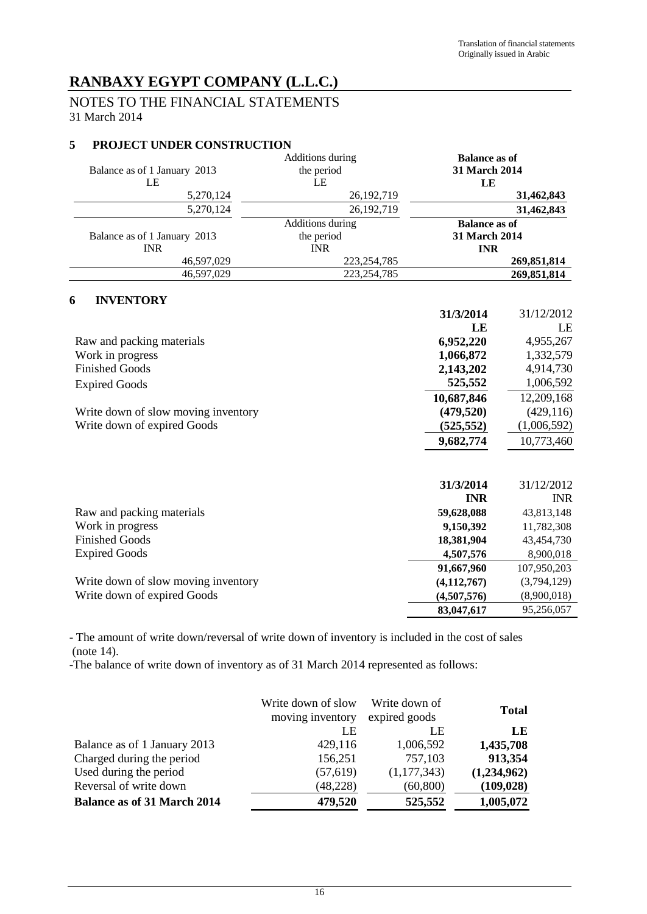Translation of financial statements
Originally issued in Arabic

# RANBAXY EGYPT COMPANY (L.L.C.)

## NOTES TO THE FINANCIAL STATEMENTS
31 March 2014

### 5 PROJECT UNDER CONSTRUCTION

| Balance as of 1 January 2013 | Additions during the period | **Balance as of 31 March 2014** |
|---|---|---|
| LE | LE | **LE** |
| 5,270,124 | 26,192,719 | **31,462,843** |
| 5,270,124 | 26,192,719 | **31,462,843** |

| Balance as of 1 January 2013 | Additions during the period | **Balance as of 31 March 2014** |
|---|---|---|
| INR | INR | **INR** |
| 46,597,029 | 223,254,785 | **269,851,814** |
| 46,597,029 | 223,254,785 | **269,851,814** |

### 6 INVENTORY

| | **31/3/2014** | 31/12/2012 |
|---|---|---|
| | **LE** | LE |
| Raw and packing materials | **6,952,220** | 4,955,267 |
| Work in progress | **1,066,872** | 1,332,579 |
| Finished Goods | **2,143,202** | 4,914,730 |
| Expired Goods | **525,552** | 1,006,592 |
| | **10,687,846** | 12,209,168 |
| Write down of slow moving inventory | **(479,520)** | (429,116) |
| Write down of expired Goods | **(525,552)** | (1,006,592) |
| | **9,682,774** | 10,773,460 |

| | **31/3/2014** | 31/12/2012 |
|---|---|---|
| | **INR** | INR |
| Raw and packing materials | **59,628,088** | 43,813,148 |
| Work in progress | **9,150,392** | 11,782,308 |
| Finished Goods | **18,381,904** | 43,454,730 |
| Expired Goods | **4,507,576** | 8,900,018 |
| | **91,667,960** | 107,950,203 |
| Write down of slow moving inventory | **(4,112,767)** | (3,794,129) |
| Write down of expired Goods | **(4,507,576)** | (8,900,018) |
| | **83,047,617** | 95,256,057 |

- The amount of write down/reversal of write down of inventory is included in the cost of sales (note 14).
- The balance of write down of inventory as of 31 March 2014 represented as follows:

| | Write down of slow moving inventory | Write down of expired goods | **Total** |
|---|---|---|---|
| | LE | LE | **LE** |
| Balance as of 1 January 2013 | 429,116 | 1,006,592 | **1,435,708** |
| Charged during the period | 156,251 | 757,103 | **913,354** |
| Used during the period | (57,619) | (1,177,343) | **(1,234,962)** |
| Reversal of write down | (48,228) | (60,800) | **(109,028)** |
| **Balance as of 31 March 2014** | **479,520** | **525,552** | **1,005,072** |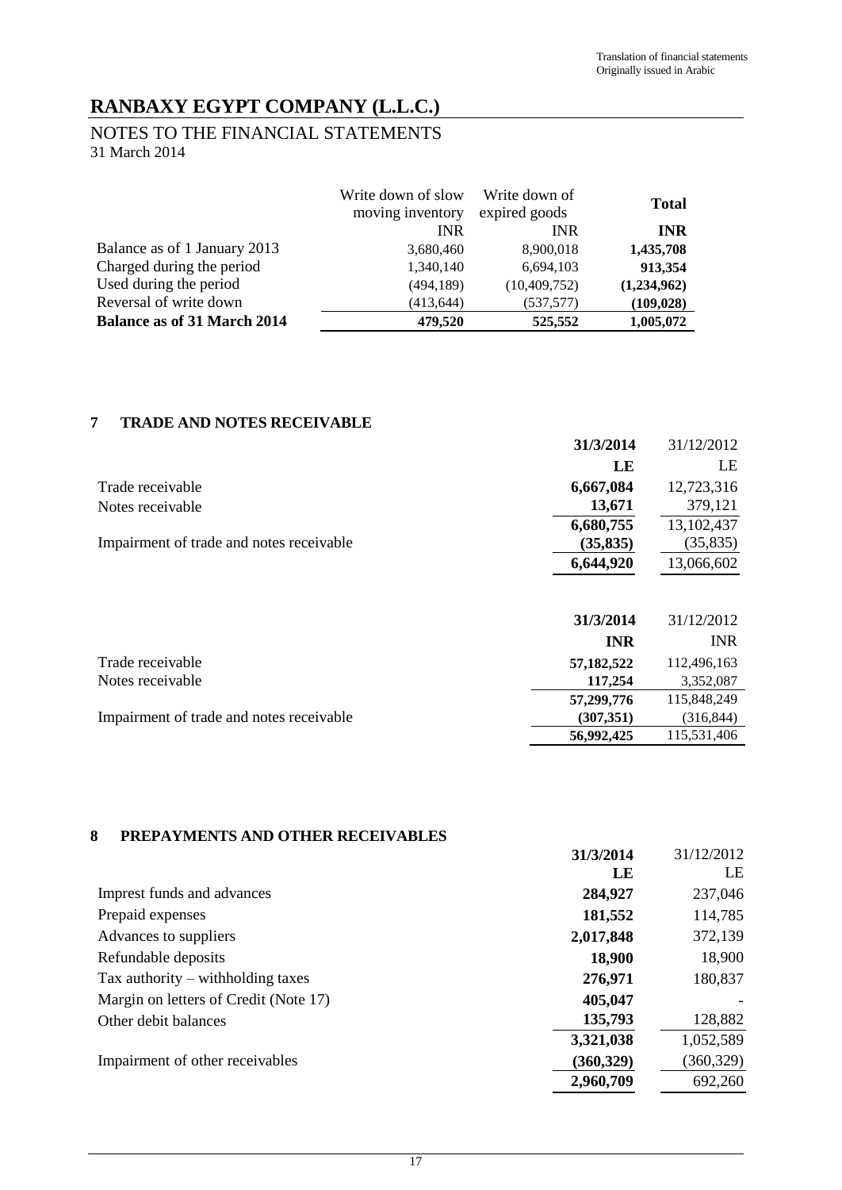Translation of financial statements
Originally issued in Arabic

# RANBAXY EGYPT COMPANY (L.L.C.)

## NOTES TO THE FINANCIAL STATEMENTS

31 March 2014

| | Write down of slow moving inventory | Write down of expired goods | **Total** |
|---|---|---|---|
| | INR | INR | **INR** |
| Balance as of 1 January 2013 | 3,680,460 | 8,900,018 | **1,435,708** |
| Charged during the period | 1,340,140 | 6,694,103 | **913,354** |
| Used during the period | (494,189) | (10,409,752) | **(1,234,962)** |
| Reversal of write down | (413,644) | (537,577) | **(109,028)** |
| **Balance as of 31 March 2014** | **479,520** | **525,552** | **1,005,072** |

### 7 TRADE AND NOTES RECEIVABLE

| | **31/3/2014** | 31/12/2012 |
|---|---|---|
| | **LE** | LE |
| Trade receivable | **6,667,084** | 12,723,316 |
| Notes receivable | **13,671** | 379,121 |
| | **6,680,755** | 13,102,437 |
| Impairment of trade and notes receivable | **(35,835)** | (35,835) |
| | **6,644,920** | 13,066,602 |

| | **31/3/2014** | 31/12/2012 |
|---|---|---|
| | **INR** | INR |
| Trade receivable | **57,182,522** | 112,496,163 |
| Notes receivable | **117,254** | 3,352,087 |
| | **57,299,776** | 115,848,249 |
| Impairment of trade and notes receivable | **(307,351)** | (316,844) |
| | **56,992,425** | 115,531,406 |

### 8 PREPAYMENTS AND OTHER RECEIVABLES

| | **31/3/2014** | 31/12/2012 |
|---|---|---|
| | **LE** | LE |
| Imprest funds and advances | **284,927** | 237,046 |
| Prepaid expenses | **181,552** | 114,785 |
| Advances to suppliers | **2,017,848** | 372,139 |
| Refundable deposits | **18,900** | 18,900 |
| Tax authority – withholding taxes | **276,971** | 180,837 |
| Margin on letters of Credit (Note 17) | **405,047** | - |
| Other debit balances | **135,793** | 128,882 |
| | **3,321,038** | 1,052,589 |
| Impairment of other receivables | **(360,329)** | (360,329) |
| | **2,960,709** | 692,260 |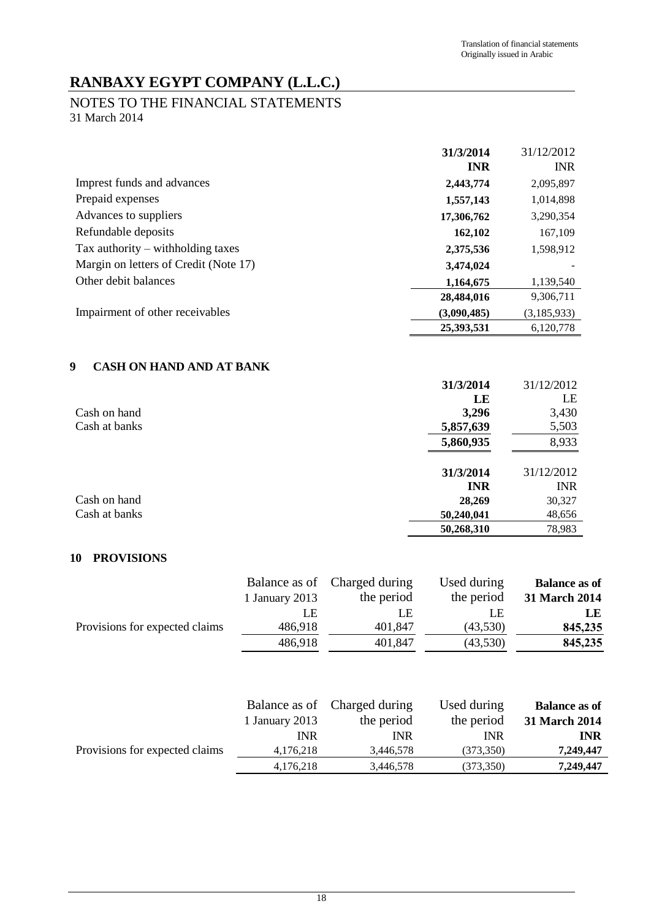Translation of financial statements
Originally issued in Arabic

# RANBAXY EGYPT COMPANY (L.L.C.)

## NOTES TO THE FINANCIAL STATEMENTS

31 March 2014

| | **31/3/2014** | 31/12/2012 |
|---|---|---|
| | **INR** | INR |
| Imprest funds and advances | **2,443,774** | 2,095,897 |
| Prepaid expenses | **1,557,143** | 1,014,898 |
| Advances to suppliers | **17,306,762** | 3,290,354 |
| Refundable deposits | **162,102** | 167,109 |
| Tax authority – withholding taxes | **2,375,536** | 1,598,912 |
| Margin on letters of Credit (Note 17) | **3,474,024** | - |
| Other debit balances | **1,164,675** | 1,139,540 |
| | **28,484,016** | 9,306,711 |
| Impairment of other receivables | **(3,090,485)** | (3,185,933) |
| | **25,393,531** | 6,120,778 |

### 9 CASH ON HAND AND AT BANK

| | **31/3/2014** | 31/12/2012 |
|---|---|---|
| | **LE** | LE |
| Cash on hand | **3,296** | 3,430 |
| Cash at banks | **5,857,639** | 5,503 |
| | **5,860,935** | 8,933 |

| | **31/3/2014** | 31/12/2012 |
|---|---|---|
| | **INR** | INR |
| Cash on hand | **28,269** | 30,327 |
| Cash at banks | **50,240,041** | 48,656 |
| | **50,268,310** | 78,983 |

### 10 PROVISIONS

| | Balance as of 1 January 2013 | Charged during the period | Used during the period | **Balance as of 31 March 2014** |
|---|---|---|---|---|
| | LE | LE | LE | **LE** |
| Provisions for expected claims | 486,918 | 401,847 | (43,530) | **845,235** |
| | 486,918 | 401,847 | (43,530) | **845,235** |

| | Balance as of 1 January 2013 | Charged during the period | Used during the period | **Balance as of 31 March 2014** |
|---|---|---|---|---|
| | INR | INR | INR | **INR** |
| Provisions for expected claims | 4,176,218 | 3,446,578 | (373,350) | **7,249,447** |
| | 4,176,218 | 3,446,578 | (373,350) | **7,249,447** |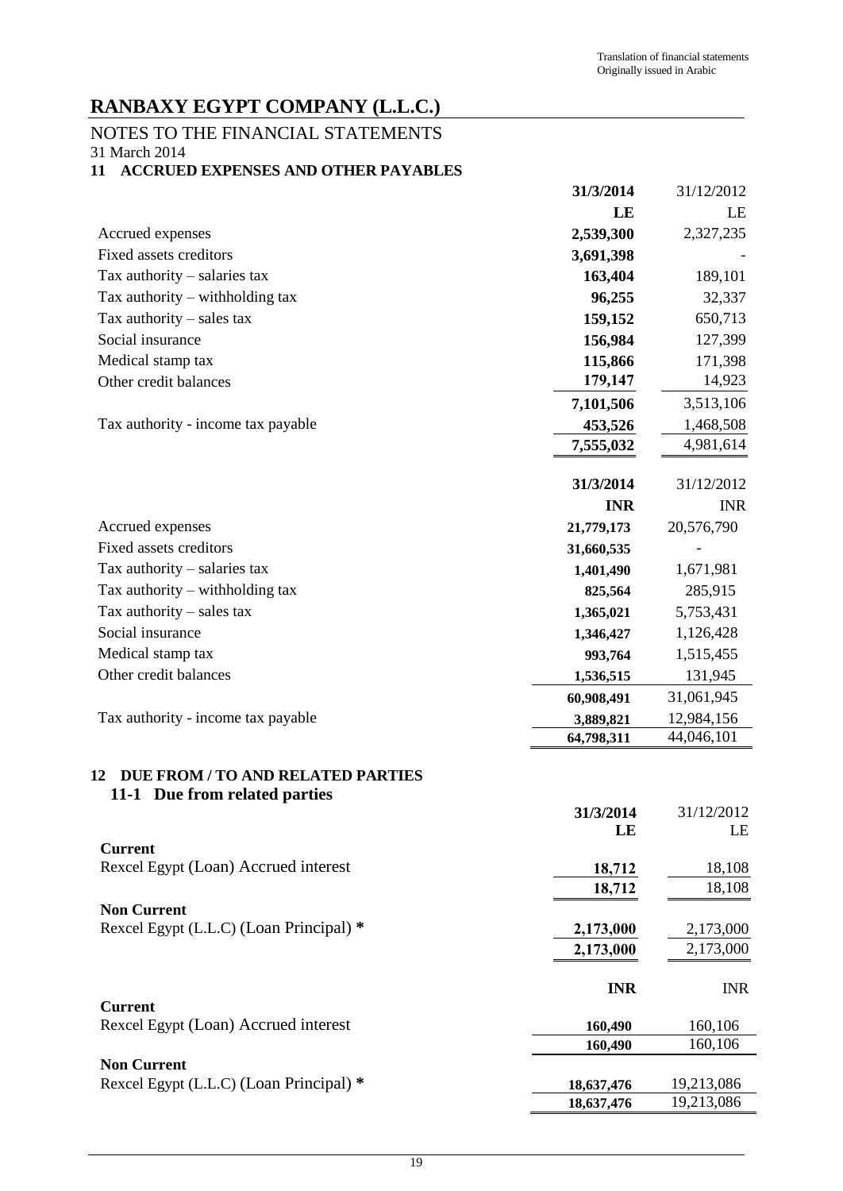Translation of financial statements
Originally issued in Arabic

# RANBAXY EGYPT COMPANY (L.L.C.)

NOTES TO THE FINANCIAL STATEMENTS
31 March 2014

## 11 ACCRUED EXPENSES AND OTHER PAYABLES

| | 31/3/2014 | 31/12/2012 |
|---|---|---|
| | **LE** | LE |
| Accrued expenses | **2,539,300** | 2,327,235 |
| Fixed assets creditors | **3,691,398** | - |
| Tax authority – salaries tax | **163,404** | 189,101 |
| Tax authority – withholding tax | **96,255** | 32,337 |
| Tax authority – sales tax | **159,152** | 650,713 |
| Social insurance | **156,984** | 127,399 |
| Medical stamp tax | **115,866** | 171,398 |
| Other credit balances | **179,147** | 14,923 |
| | **7,101,506** | 3,513,106 |
| Tax authority - income tax payable | **453,526** | 1,468,508 |
| | **7,555,032** | 4,981,614 |

| | 31/3/2014 | 31/12/2012 |
|---|---|---|
| | **INR** | INR |
| Accrued expenses | **21,779,173** | 20,576,790 |
| Fixed assets creditors | **31,660,535** | - |
| Tax authority – salaries tax | **1,401,490** | 1,671,981 |
| Tax authority – withholding tax | **825,564** | 285,915 |
| Tax authority – sales tax | **1,365,021** | 5,753,431 |
| Social insurance | **1,346,427** | 1,126,428 |
| Medical stamp tax | **993,764** | 1,515,455 |
| Other credit balances | **1,536,515** | 131,945 |
| | **60,908,491** | 31,061,945 |
| Tax authority - income tax payable | **3,889,821** | 12,984,156 |
| | **64,798,311** | 44,046,101 |

## 12 DUE FROM / TO AND RELATED PARTIES

### 11-1 Due from related parties

| | 31/3/2014 | 31/12/2012 |
|---|---|---|
| | **LE** | LE |
| **Current** | | |
| Rexcel Egypt (Loan) Accrued interest | **18,712** | 18,108 |
| | **18,712** | 18,108 |
| **Non Current** | | |
| Rexcel Egypt (L.L.C) (Loan Principal) * | **2,173,000** | 2,173,000 |
| | **2,173,000** | 2,173,000 |

| | INR | INR |
|---|---|---|
| **Current** | | |
| Rexcel Egypt (Loan) Accrued interest | **160,490** | 160,106 |
| | **160,490** | 160,106 |
| **Non Current** | | |
| Rexcel Egypt (L.L.C) (Loan Principal) * | **18,637,476** | 19,213,086 |
| | **18,637,476** | 19,213,086 |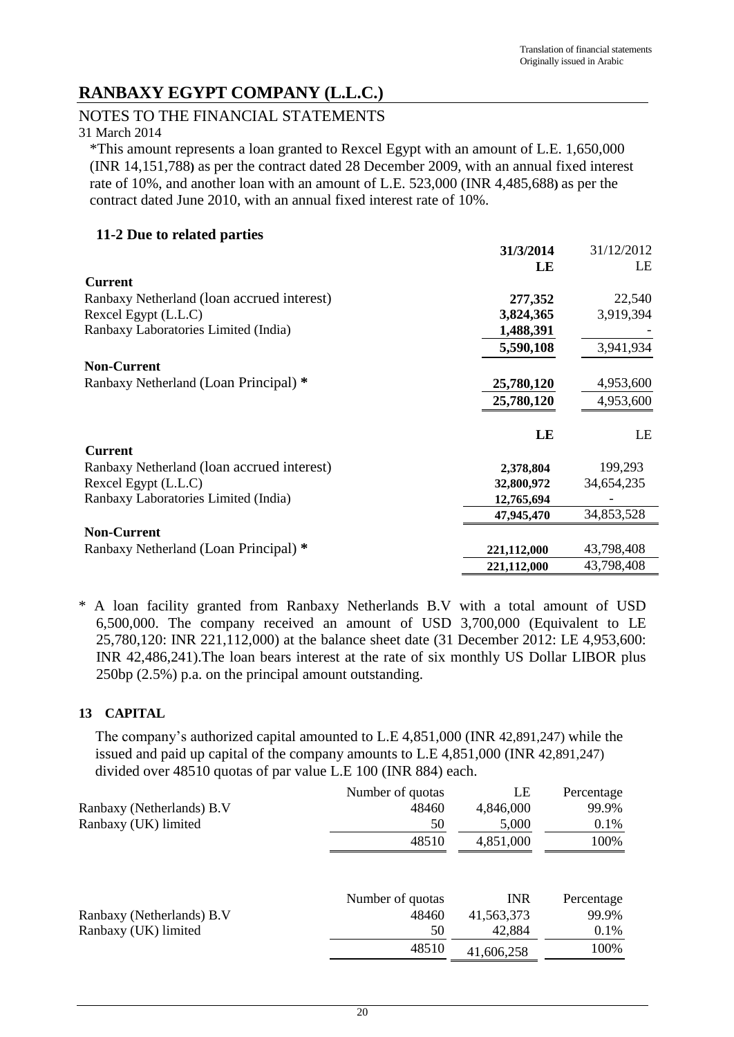Translation of financial statements
Originally issued in Arabic

# RANBAXY EGYPT COMPANY (L.L.C.)

NOTES TO THE FINANCIAL STATEMENTS

31 March 2014

*This amount represents a loan granted to Rexcel Egypt with an amount of L.E. 1,650,000 (INR 14,151,788) as per the contract dated 28 December 2009, with an annual fixed interest rate of 10%, and another loan with an amount of L.E. 523,000 (INR 4,485,688) as per the contract dated June 2010, with an annual fixed interest rate of 10%.

### 11-2 Due to related parties

| | **31/3/2014** | 31/12/2012 |
|---|---|---|
| | **LE** | LE |
| **Current** | | |
| Ranbaxy Netherland (loan accrued interest) | **277,352** | 22,540 |
| Rexcel Egypt (L.L.C) | **3,824,365** | 3,919,394 |
| Ranbaxy Laboratories Limited (India) | **1,488,391** | - |
| | **5,590,108** | 3,941,934 |
| **Non-Current** | | |
| Ranbaxy Netherland (Loan Principal) * | **25,780,120** | 4,953,600 |
| | **25,780,120** | 4,953,600 |

| | **LE** | LE |
|---|---|---|
| **Current** | | |
| Ranbaxy Netherland (loan accrued interest) | **2,378,804** | 199,293 |
| Rexcel Egypt (L.L.C) | **32,800,972** | 34,654,235 |
| Ranbaxy Laboratories Limited (India) | **12,765,694** | - |
| | **47,945,470** | 34,853,528 |
| **Non-Current** | | |
| Ranbaxy Netherland (Loan Principal) * | **221,112,000** | 43,798,408 |
| | **221,112,000** | 43,798,408 |

* A loan facility granted from Ranbaxy Netherlands B.V with a total amount of USD 6,500,000. The company received an amount of USD 3,700,000 (Equivalent to LE 25,780,120: INR 221,112,000) at the balance sheet date (31 December 2012: LE 4,953,600: INR 42,486,241).The loan bears interest at the rate of six monthly US Dollar LIBOR plus 250bp (2.5%) p.a. on the principal amount outstanding.

## 13 CAPITAL

The company's authorized capital amounted to L.E 4,851,000 (INR 42,891,247) while the issued and paid up capital of the company amounts to L.E 4,851,000 (INR 42,891,247) divided over 48510 quotas of par value L.E 100 (INR 884) each.

| | Number of quotas | LE | Percentage |
|---|---|---|---|
| Ranbaxy (Netherlands) B.V | 48460 | 4,846,000 | 99.9% |
| Ranbaxy (UK) limited | 50 | 5,000 | 0.1% |
| | 48510 | 4,851,000 | 100% |

| | Number of quotas | INR | Percentage |
|---|---|---|---|
| Ranbaxy (Netherlands) B.V | 48460 | 41,563,373 | 99.9% |
| Ranbaxy (UK) limited | 50 | 42,884 | 0.1% |
| | 48510 | 41,606,258 | 100% |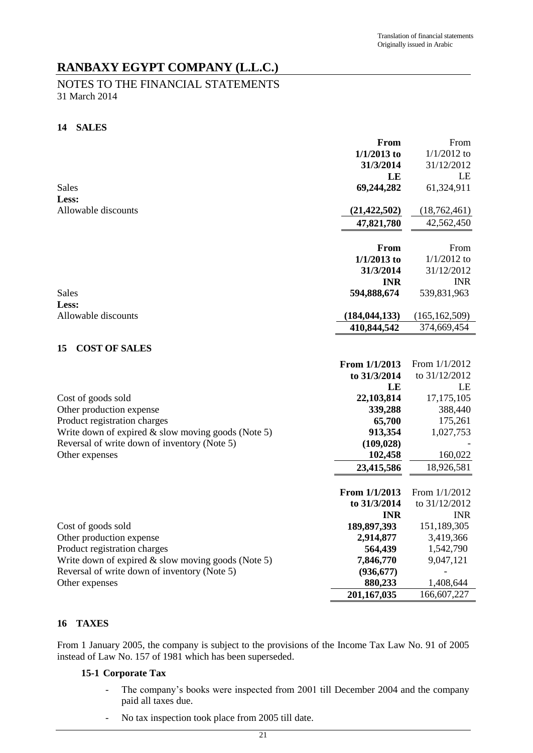Translation of financial statements
Originally issued in Arabic

# RANBAXY EGYPT COMPANY (L.L.C.)

## NOTES TO THE FINANCIAL STATEMENTS
31 March 2014

### 14 SALES

| | **From 1/1/2013 to 31/3/2014** | From 1/1/2012 to 31/12/2012 |
|---|---|---|
| | **LE** | LE |
| Sales | **69,244,282** | 61,324,911 |
| **Less:** | | |
| Allowable discounts | **(21,422,502)** | (18,762,461) |
| | **47,821,780** | 42,562,450 |

| | **From 1/1/2013 to 31/3/2014** | From 1/1/2012 to 31/12/2012 |
|---|---|---|
| | **INR** | INR |
| Sales | **594,888,674** | 539,831,963 |
| **Less:** | | |
| Allowable discounts | **(184,044,133)** | (165,162,509) |
| | **410,844,542** | 374,669,454 |

### 15 COST OF SALES

| | **From 1/1/2013 to 31/3/2014** | From 1/1/2012 to 31/12/2012 |
|---|---|---|
| | **LE** | LE |
| Cost of goods sold | **22,103,814** | 17,175,105 |
| Other production expense | **339,288** | 388,440 |
| Product registration charges | **65,700** | 175,261 |
| Write down of expired & slow moving goods (Note 5) | **913,354** | 1,027,753 |
| Reversal of write down of inventory (Note 5) | **(109,028)** | - |
| Other expenses | **102,458** | 160,022 |
| | **23,415,586** | 18,926,581 |

| | **From 1/1/2013 to 31/3/2014** | From 1/1/2012 to 31/12/2012 |
|---|---|---|
| | **INR** | INR |
| Cost of goods sold | **189,897,393** | 151,189,305 |
| Other production expense | **2,914,877** | 3,419,366 |
| Product registration charges | **564,439** | 1,542,790 |
| Write down of expired & slow moving goods (Note 5) | **7,846,770** | 9,047,121 |
| Reversal of write down of inventory (Note 5) | **(936,677)** | - |
| Other expenses | **880,233** | 1,408,644 |
| | **201,167,035** | 166,607,227 |

### 16 TAXES

From 1 January 2005, the company is subject to the provisions of the Income Tax Law No. 91 of 2005 instead of Law No. 157 of 1981 which has been superseded.

#### 15-1 Corporate Tax

- The company's books were inspected from 2001 till December 2004 and the company paid all taxes due.
- No tax inspection took place from 2005 till date.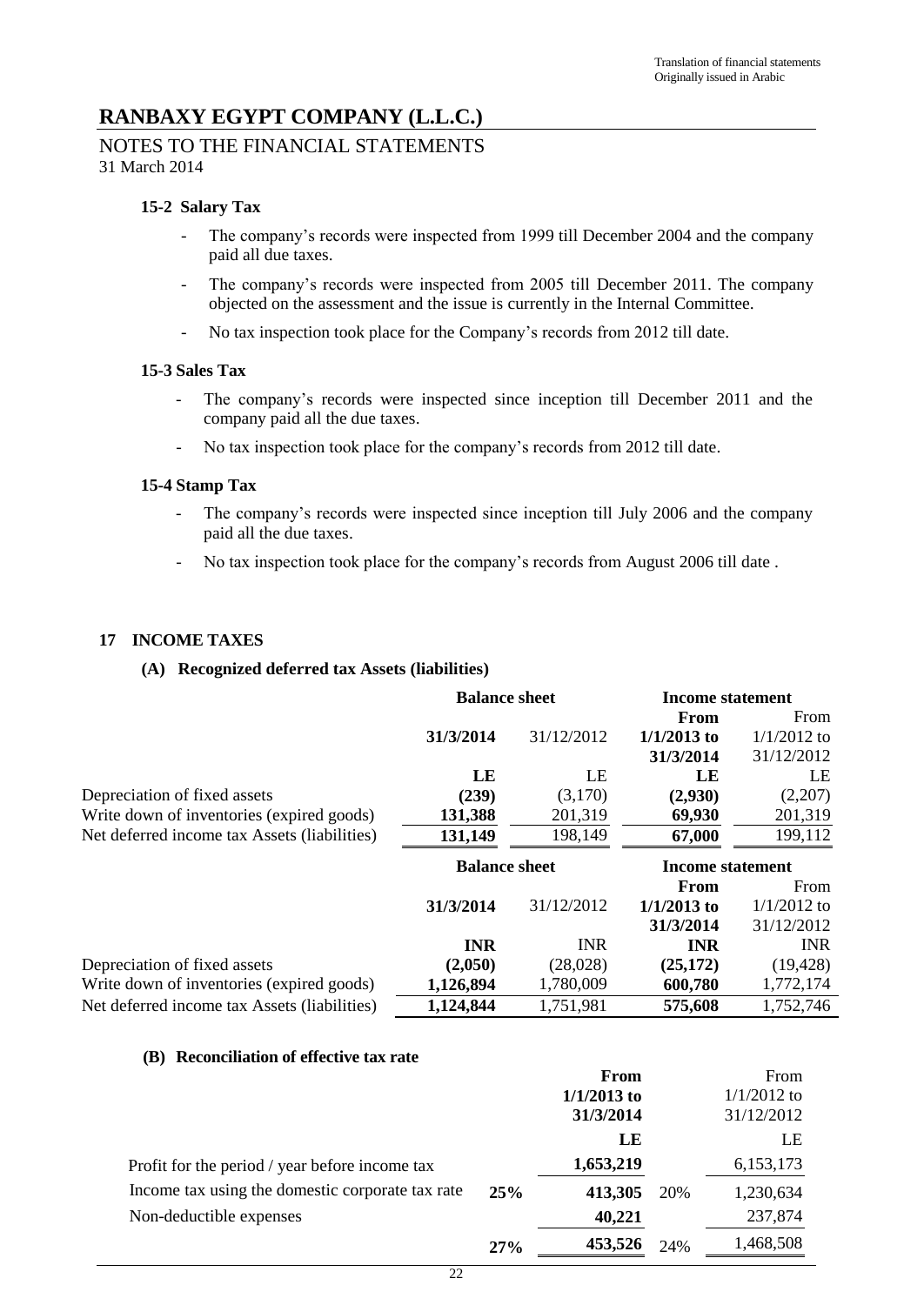Translation of financial statements
Originally issued in Arabic

# RANBAXY EGYPT COMPANY (L.L.C.)

## NOTES TO THE FINANCIAL STATEMENTS

31 March 2014

### 15-2 Salary Tax

- The company's records were inspected from 1999 till December 2004 and the company paid all due taxes.
- The company's records were inspected from 2005 till December 2011. The company objected on the assessment and the issue is currently in the Internal Committee.
- No tax inspection took place for the Company's records from 2012 till date.

### 15-3 Sales Tax

- The company's records were inspected since inception till December 2011 and the company paid all the due taxes.
- No tax inspection took place for the company's records from 2012 till date.

### 15-4 Stamp Tax

- The company's records were inspected since inception till July 2006 and the company paid all the due taxes.
- No tax inspection took place for the company's records from August 2006 till date .

## 17 INCOME TAXES

### (A) Recognized deferred tax Assets (liabilities)

| | Balance sheet | | Income statement | |
|---|---|---|---|---|
| | **31/3/2014** | 31/12/2012 | **From 1/1/2013 to 31/3/2014** | From 1/1/2012 to 31/12/2012 |
| | **LE** | LE | **LE** | LE |
| Depreciation of fixed assets | **(239)** | (3,170) | **(2,930)** | (2,207) |
| Write down of inventories (expired goods) | **131,388** | 201,319 | **69,930** | 201,319 |
| Net deferred income tax Assets (liabilities) | **131,149** | 198,149 | **67,000** | 199,112 |

| | Balance sheet | | Income statement | |
|---|---|---|---|---|
| | **31/3/2014** | 31/12/2012 | **From 1/1/2013 to 31/3/2014** | From 1/1/2012 to 31/12/2012 |
| | **INR** | INR | **INR** | INR |
| Depreciation of fixed assets | **(2,050)** | (28,028) | **(25,172)** | (19,428) |
| Write down of inventories (expired goods) | **1,126,894** | 1,780,009 | **600,780** | 1,772,174 |
| Net deferred income tax Assets (liabilities) | **1,124,844** | 1,751,981 | **575,608** | 1,752,746 |

### (B) Reconciliation of effective tax rate

| | | From 1/1/2013 to 31/3/2014 | | From 1/1/2012 to 31/12/2012 |
|---|---|---|---|---|
| | | **LE** | | LE |
| Profit for the period / year before income tax | | **1,653,219** | | 6,153,173 |
| Income tax using the domestic corporate tax rate | **25%** | **413,305** | 20% | 1,230,634 |
| Non-deductible expenses | | **40,221** | | 237,874 |
| | **27%** | **453,526** | 24% | 1,468,508 |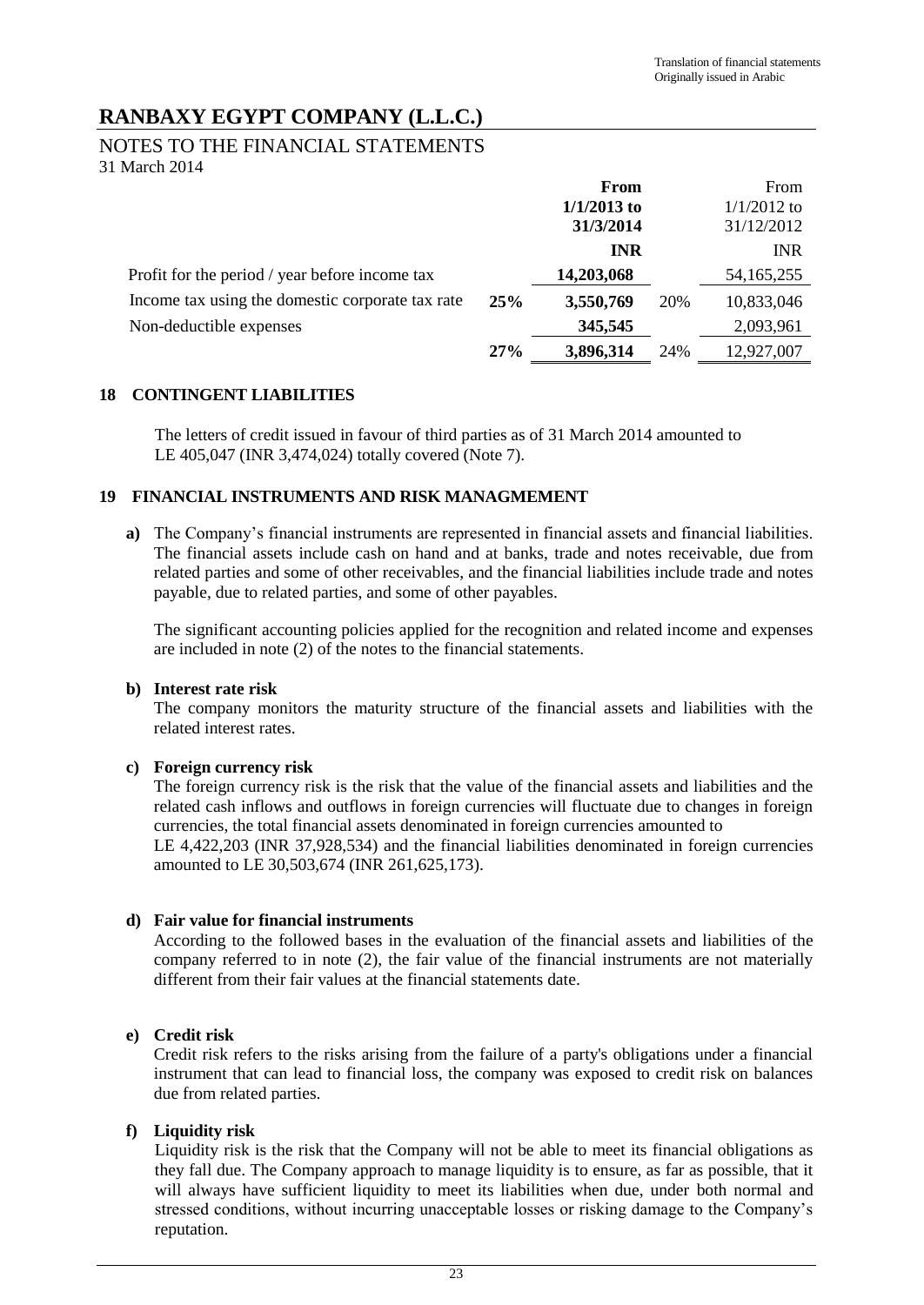Translation of financial statements
Originally issued in Arabic

# RANBAXY EGYPT COMPANY (L.L.C.)

## NOTES TO THE FINANCIAL STATEMENTS

31 March 2014

| | | **From 1/1/2013 to 31/3/2014** | | From 1/1/2012 to 31/12/2012 |
|---|---|---|---|---|
| | | **INR** | | INR |
| Profit for the period / year before income tax | | **14,203,068** | | 54,165,255 |
| Income tax using the domestic corporate tax rate | **25%** | **3,550,769** | 20% | 10,833,046 |
| Non-deductible expenses | | **345,545** | | 2,093,961 |
| | **27%** | **3,896,314** | 24% | 12,927,007 |

### 18 CONTINGENT LIABILITIES

The letters of credit issued in favour of third parties as of 31 March 2014 amounted to LE 405,047 (INR 3,474,024) totally covered (Note 7).

### 19 FINANCIAL INSTRUMENTS AND RISK MANAGMEMENT

**a)** The Company's financial instruments are represented in financial assets and financial liabilities. The financial assets include cash on hand and at banks, trade and notes receivable, due from related parties and some of other receivables, and the financial liabilities include trade and notes payable, due to related parties, and some of other payables.

The significant accounting policies applied for the recognition and related income and expenses are included in note (2) of the notes to the financial statements.

**b) Interest rate risk**

The company monitors the maturity structure of the financial assets and liabilities with the related interest rates.

**c) Foreign currency risk**

The foreign currency risk is the risk that the value of the financial assets and liabilities and the related cash inflows and outflows in foreign currencies will fluctuate due to changes in foreign currencies, the total financial assets denominated in foreign currencies amounted to LE 4,422,203 (INR 37,928,534) and the financial liabilities denominated in foreign currencies amounted to LE 30,503,674 (INR 261,625,173).

**d) Fair value for financial instruments**

According to the followed bases in the evaluation of the financial assets and liabilities of the company referred to in note (2), the fair value of the financial instruments are not materially different from their fair values at the financial statements date.

**e) Credit risk**

Credit risk refers to the risks arising from the failure of a party's obligations under a financial instrument that can lead to financial loss, the company was exposed to credit risk on balances due from related parties.

**f) Liquidity risk**

Liquidity risk is the risk that the Company will not be able to meet its financial obligations as they fall due. The Company approach to manage liquidity is to ensure, as far as possible, that it will always have sufficient liquidity to meet its liabilities when due, under both normal and stressed conditions, without incurring unacceptable losses or risking damage to the Company's reputation.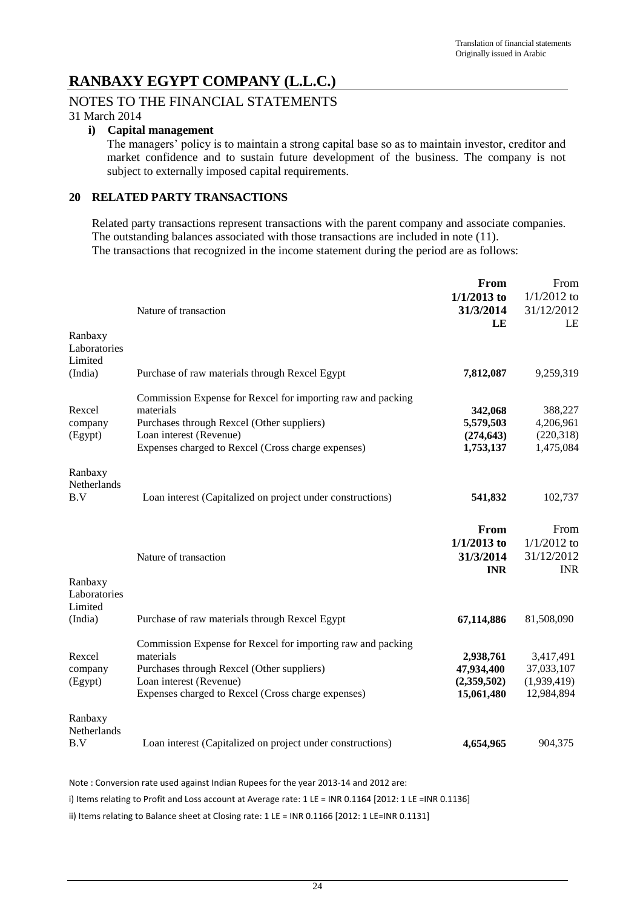Translation of financial statements
Originally issued in Arabic

# RANBAXY EGYPT COMPANY (L.L.C.)

## NOTES TO THE FINANCIAL STATEMENTS

31 March 2014

**i) Capital management**

The managers' policy is to maintain a strong capital base so as to maintain investor, creditor and market confidence and to sustain future development of the business. The company is not subject to externally imposed capital requirements.

## 20 RELATED PARTY TRANSACTIONS

Related party transactions represent transactions with the parent company and associate companies. The outstanding balances associated with those transactions are included in note (11).
The transactions that recognized in the income statement during the period are as follows:

| | Nature of transaction | **From 1/1/2013 to 31/3/2014 LE** | From 1/1/2012 to 31/12/2012 LE |
|---|---|---|---|
| Ranbaxy Laboratories Limited (India) | Purchase of raw materials through Rexcel Egypt | **7,812,087** | 9,259,319 |
| Rexcel company (Egypt) | Commission Expense for Rexcel for importing raw and packing materials | **342,068** | 388,227 |
| | Purchases through Rexcel (Other suppliers) | **5,579,503** | 4,206,961 |
| | Loan interest (Revenue) | **(274,643)** | (220,318) |
| | Expenses charged to Rexcel (Cross charge expenses) | **1,753,137** | 1,475,084 |
| Ranbaxy Netherlands B.V | Loan interest (Capitalized on project under constructions) | **541,832** | 102,737 |

| | Nature of transaction | **From 1/1/2013 to 31/3/2014 INR** | From 1/1/2012 to 31/12/2012 INR |
|---|---|---|---|
| Ranbaxy Laboratories Limited (India) | Purchase of raw materials through Rexcel Egypt | **67,114,886** | 81,508,090 |
| Rexcel company (Egypt) | Commission Expense for Rexcel for importing raw and packing materials | **2,938,761** | 3,417,491 |
| | Purchases through Rexcel (Other suppliers) | **47,934,400** | 37,033,107 |
| | Loan interest (Revenue) | **(2,359,502)** | (1,939,419) |
| | Expenses charged to Rexcel (Cross charge expenses) | **15,061,480** | 12,984,894 |
| Ranbaxy Netherlands B.V | Loan interest (Capitalized on project under constructions) | **4,654,965** | 904,375 |

Note : Conversion rate used against Indian Rupees for the year 2013-14 and 2012 are:

i) Items relating to Profit and Loss account at Average rate: 1 LE = INR 0.1164 [2012: 1 LE =INR 0.1136]

ii) Items relating to Balance sheet at Closing rate: 1 LE = INR 0.1166 [2012: 1 LE=INR 0.1131]